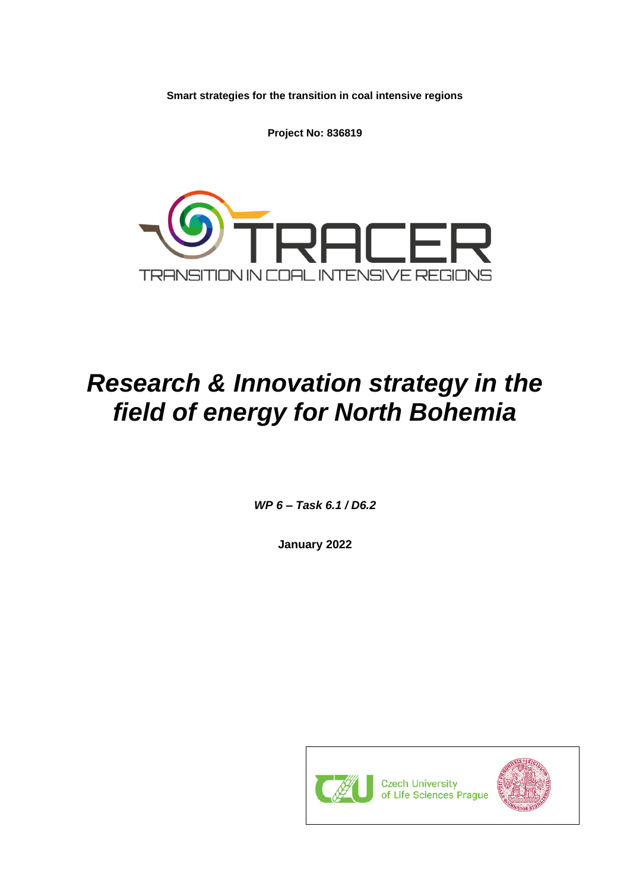**Smart strategies for the transition in coal intensive regions**

**Project No: 836819**

TRACER

TRANSITION IN COAL INTENSIVE REGIONS

# *Research & Innovation strategy in the field of energy for North Bohemia*

***WP 6 – Task 6.1 / D6.2***

**January 2022**

Czech University of Life Sciences Prague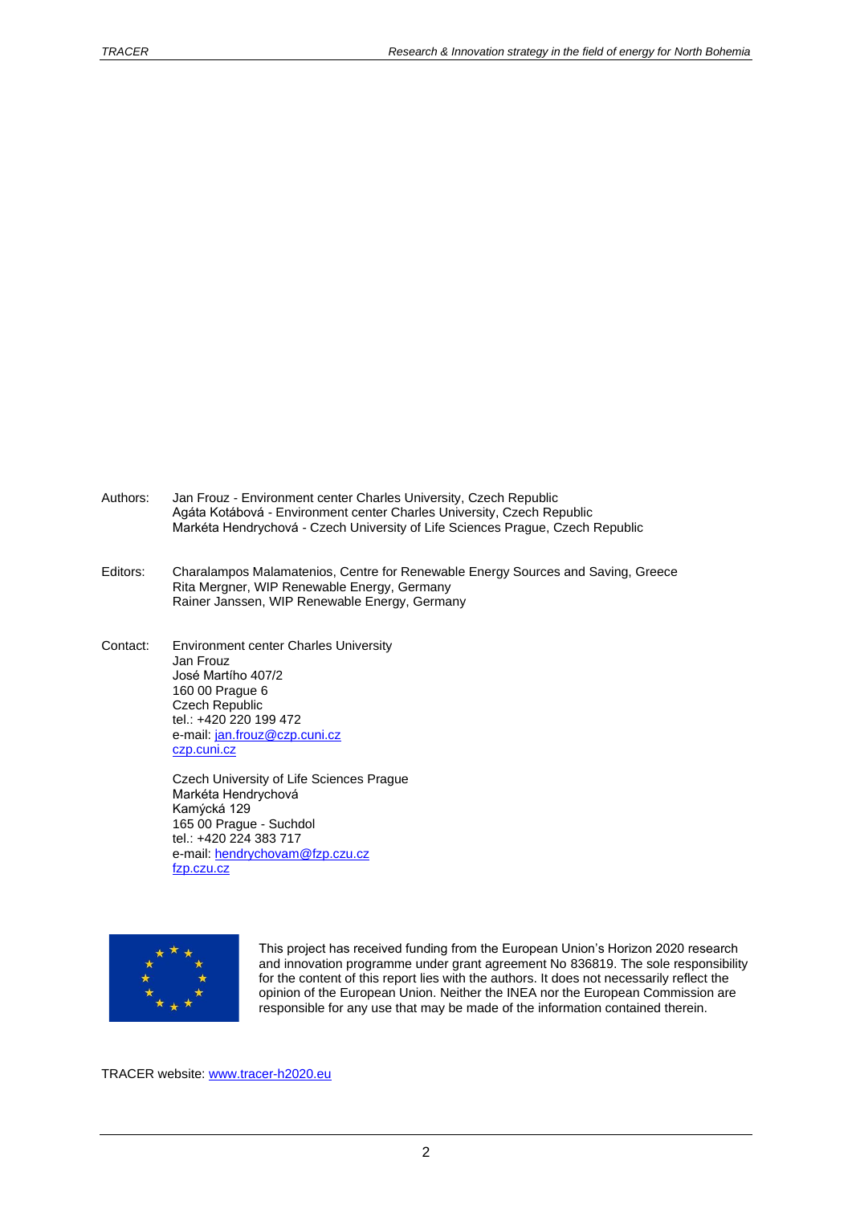Authors: Jan Frouz - Environment center Charles University, Czech Republic
Agáta Kotábová - Environment center Charles University, Czech Republic
Markéta Hendrychová - Czech University of Life Sciences Prague, Czech Republic

Editors: Charalampos Malamatenios, Centre for Renewable Energy Sources and Saving, Greece
Rita Mergner, WIP Renewable Energy, Germany
Rainer Janssen, WIP Renewable Energy, Germany

Contact: Environment center Charles University
Jan Frouz
José Martího 407/2
160 00 Prague 6
Czech Republic
tel.: +420 220 199 472
e-mail: jan.frouz@czp.cuni.cz
czp.cuni.cz

Czech University of Life Sciences Prague
Markéta Hendrychová
Kamýcká 129
165 00 Prague - Suchdol
tel.: +420 224 383 717
e-mail: hendrychovam@fzp.czu.cz
fzp.czu.cz

This project has received funding from the European Union's Horizon 2020 research and innovation programme under grant agreement No 836819. The sole responsibility for the content of this report lies with the authors. It does not necessarily reflect the opinion of the European Union. Neither the INEA nor the European Commission are responsible for any use that may be made of the information contained therein.

TRACER website: www.tracer-h2020.eu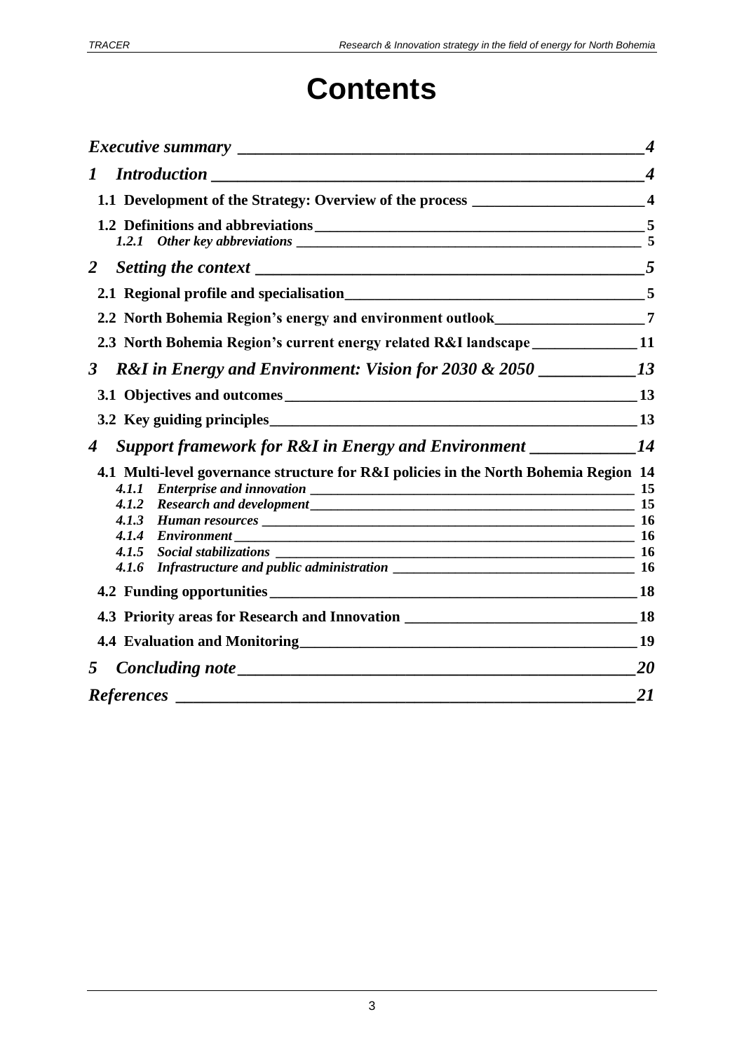# Contents

*Executive summary* 4

*1 Introduction* 4

- 1.1 Development of the Strategy: Overview of the process 4
- 1.2 Definitions and abbreviations 5
  - *1.2.1 Other key abbreviations* 5

*2 Setting the context* 5

- 2.1 Regional profile and specialisation 5
- 2.2 North Bohemia Region's energy and environment outlook 7
- 2.3 North Bohemia Region's current energy related R&I landscape 11

*3 R&I in Energy and Environment: Vision for 2030 & 2050* 13

- 3.1 Objectives and outcomes 13
- 3.2 Key guiding principles 13

*4 Support framework for R&I in Energy and Environment* 14

- 4.1 Multi-level governance structure for R&I policies in the North Bohemia Region 14
  - *4.1.1 Enterprise and innovation* 15
  - *4.1.2 Research and development* 15
  - *4.1.3 Human resources* 16
  - *4.1.4 Environment* 16
  - *4.1.5 Social stabilizations* 16
  - *4.1.6 Infrastructure and public administration* 16
- 4.2 Funding opportunities 18
- 4.3 Priority areas for Research and Innovation 18
- 4.4 Evaluation and Monitoring 19

*5 Concluding note* 20

*References* 21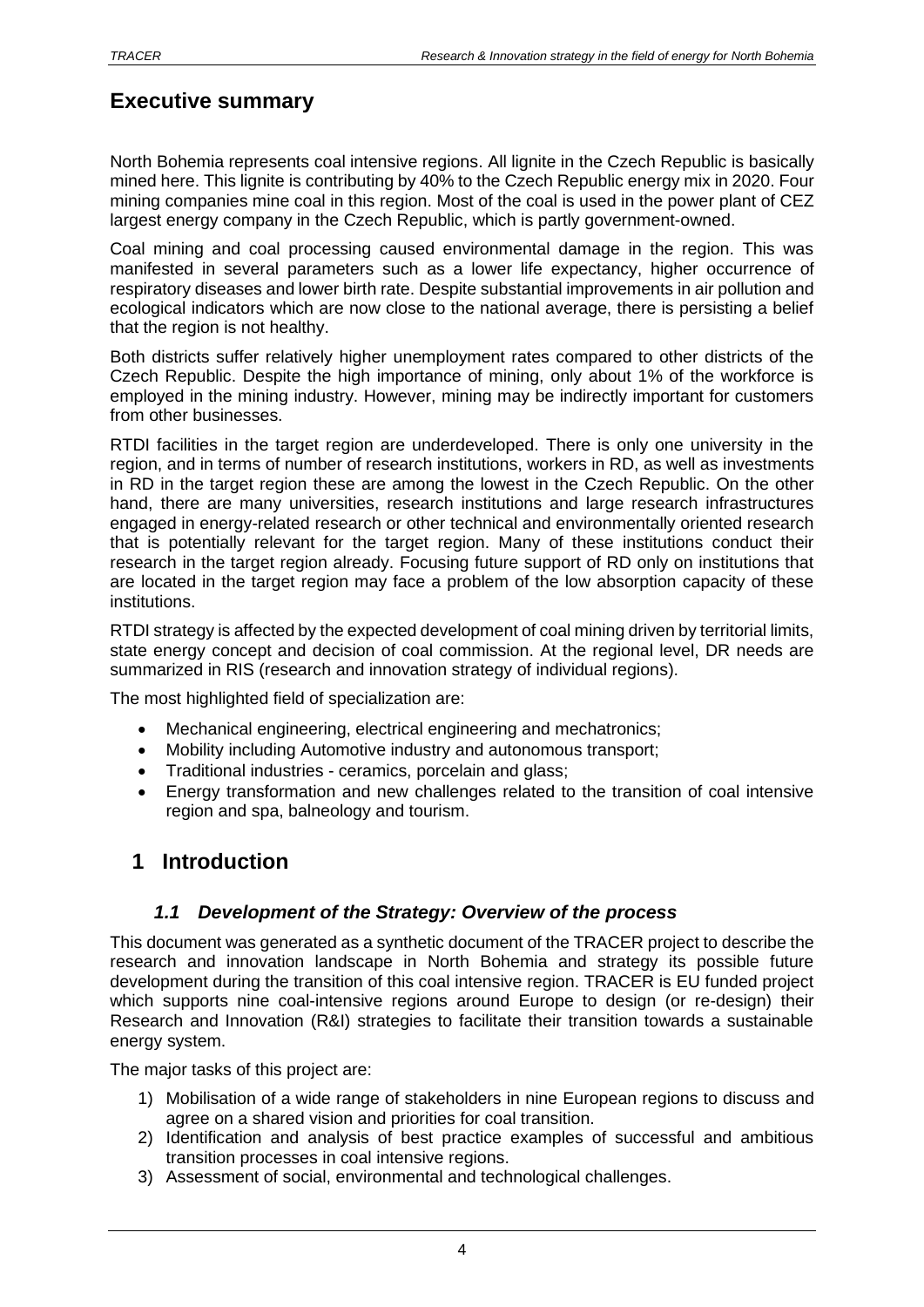# Executive summary

North Bohemia represents coal intensive regions. All lignite in the Czech Republic is basically mined here. This lignite is contributing by 40% to the Czech Republic energy mix in 2020. Four mining companies mine coal in this region. Most of the coal is used in the power plant of CEZ largest energy company in the Czech Republic, which is partly government-owned.

Coal mining and coal processing caused environmental damage in the region. This was manifested in several parameters such as a lower life expectancy, higher occurrence of respiratory diseases and lower birth rate. Despite substantial improvements in air pollution and ecological indicators which are now close to the national average, there is persisting a belief that the region is not healthy.

Both districts suffer relatively higher unemployment rates compared to other districts of the Czech Republic. Despite the high importance of mining, only about 1% of the workforce is employed in the mining industry. However, mining may be indirectly important for customers from other businesses.

RTDI facilities in the target region are underdeveloped. There is only one university in the region, and in terms of number of research institutions, workers in RD, as well as investments in RD in the target region these are among the lowest in the Czech Republic. On the other hand, there are many universities, research institutions and large research infrastructures engaged in energy-related research or other technical and environmentally oriented research that is potentially relevant for the target region. Many of these institutions conduct their research in the target region already. Focusing future support of RD only on institutions that are located in the target region may face a problem of the low absorption capacity of these institutions.

RTDI strategy is affected by the expected development of coal mining driven by territorial limits, state energy concept and decision of coal commission. At the regional level, DR needs are summarized in RIS (research and innovation strategy of individual regions).

The most highlighted field of specialization are:

- Mechanical engineering, electrical engineering and mechatronics;
- Mobility including Automotive industry and autonomous transport;
- Traditional industries - ceramics, porcelain and glass;
- Energy transformation and new challenges related to the transition of coal intensive region and spa, balneology and tourism.

# 1 Introduction

## *1.1 Development of the Strategy: Overview of the process*

This document was generated as a synthetic document of the TRACER project to describe the research and innovation landscape in North Bohemia and strategy its possible future development during the transition of this coal intensive region. TRACER is EU funded project which supports nine coal-intensive regions around Europe to design (or re-design) their Research and Innovation (R&I) strategies to facilitate their transition towards a sustainable energy system.

The major tasks of this project are:

1) Mobilisation of a wide range of stakeholders in nine European regions to discuss and agree on a shared vision and priorities for coal transition.
2) Identification and analysis of best practice examples of successful and ambitious transition processes in coal intensive regions.
3) Assessment of social, environmental and technological challenges.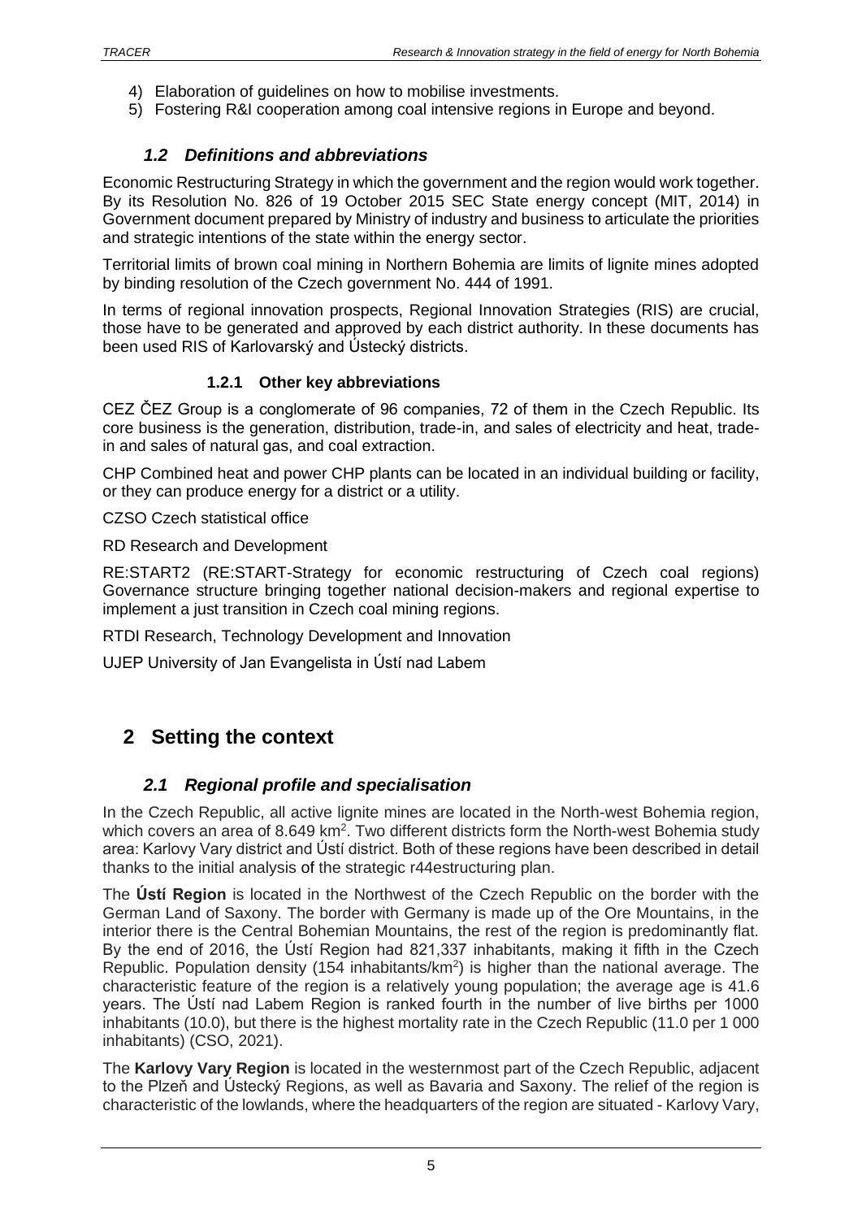4) Elaboration of guidelines on how to mobilise investments.
5) Fostering R&I cooperation among coal intensive regions in Europe and beyond.

## *1.2 Definitions and abbreviations*

Economic Restructuring Strategy in which the government and the region would work together. By its Resolution No. 826 of 19 October 2015 SEC State energy concept (MIT, 2014) in Government document prepared by Ministry of industry and business to articulate the priorities and strategic intentions of the state within the energy sector.

Territorial limits of brown coal mining in Northern Bohemia are limits of lignite mines adopted by binding resolution of the Czech government No. 444 of 1991.

In terms of regional innovation prospects, Regional Innovation Strategies (RIS) are crucial, those have to be generated and approved by each district authority. In these documents has been used RIS of Karlovarský and Ústecký districts.

### 1.2.1 Other key abbreviations

CEZ ČEZ Group is a conglomerate of 96 companies, 72 of them in the Czech Republic. Its core business is the generation, distribution, trade-in, and sales of electricity and heat, trade-in and sales of natural gas, and coal extraction.

CHP Combined heat and power CHP plants can be located in an individual building or facility, or they can produce energy for a district or a utility.

CZSO Czech statistical office

RD Research and Development

RE:START2 (RE:START-Strategy for economic restructuring of Czech coal regions) Governance structure bringing together national decision-makers and regional expertise to implement a just transition in Czech coal mining regions.

RTDI Research, Technology Development and Innovation

UJEP University of Jan Evangelista in Ústí nad Labem

# 2 Setting the context

## *2.1 Regional profile and specialisation*

In the Czech Republic, all active lignite mines are located in the North-west Bohemia region, which covers an area of 8.649 km$^2$. Two different districts form the North-west Bohemia study area: Karlovy Vary district and Ústí district. Both of these regions have been described in detail thanks to the initial analysis of the strategic r44estructuring plan.

The **Ústí Region** is located in the Northwest of the Czech Republic on the border with the German Land of Saxony. The border with Germany is made up of the Ore Mountains, in the interior there is the Central Bohemian Mountains, the rest of the region is predominantly flat. By the end of 2016, the Ústí Region had 821,337 inhabitants, making it fifth in the Czech Republic. Population density (154 inhabitants/km$^2$) is higher than the national average. The characteristic feature of the region is a relatively young population; the average age is 41.6 years. The Ústí nad Labem Region is ranked fourth in the number of live births per 1000 inhabitants (10.0), but there is the highest mortality rate in the Czech Republic (11.0 per 1 000 inhabitants) (CSO, 2021).

The **Karlovy Vary Region** is located in the westernmost part of the Czech Republic, adjacent to the Plzeň and Ústecký Regions, as well as Bavaria and Saxony. The relief of the region is characteristic of the lowlands, where the headquarters of the region are situated - Karlovy Vary,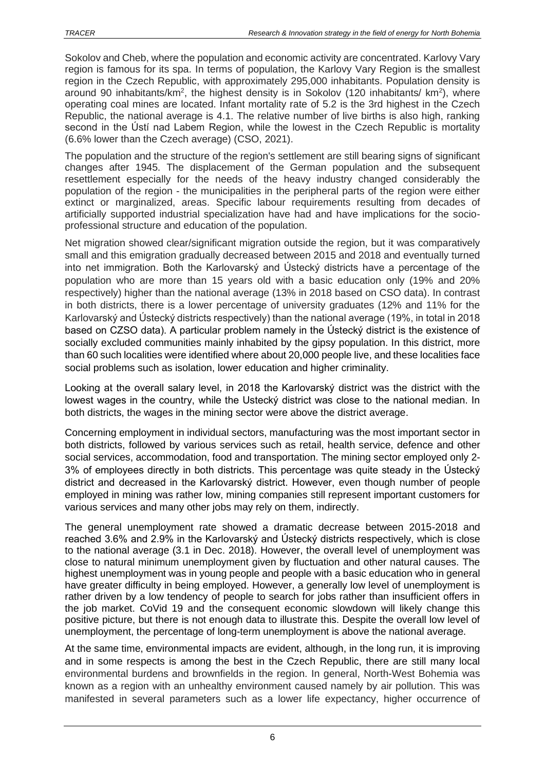Sokolov and Cheb, where the population and economic activity are concentrated. Karlovy Vary region is famous for its spa. In terms of population, the Karlovy Vary Region is the smallest region in the Czech Republic, with approximately 295,000 inhabitants. Population density is around 90 inhabitants/km$^2$, the highest density is in Sokolov (120 inhabitants/ km$^2$), where operating coal mines are located. Infant mortality rate of 5.2 is the 3rd highest in the Czech Republic, the national average is 4.1. The relative number of live births is also high, ranking second in the Ústí nad Labem Region, while the lowest in the Czech Republic is mortality (6.6% lower than the Czech average) (CSO, 2021).

The population and the structure of the region's settlement are still bearing signs of significant changes after 1945. The displacement of the German population and the subsequent resettlement especially for the needs of the heavy industry changed considerably the population of the region - the municipalities in the peripheral parts of the region were either extinct or marginalized, areas. Specific labour requirements resulting from decades of artificially supported industrial specialization have had and have implications for the socio-professional structure and education of the population.

Net migration showed clear/significant migration outside the region, but it was comparatively small and this emigration gradually decreased between 2015 and 2018 and eventually turned into net immigration. Both the Karlovarský and Ústecký districts have a percentage of the population who are more than 15 years old with a basic education only (19% and 20% respectively) higher than the national average (13% in 2018 based on CSO data). In contrast in both districts, there is a lower percentage of university graduates (12% and 11% for the Karlovarský and Ústecký districts respectively) than the national average (19%, in total in 2018 based on CZSO data). A particular problem namely in the Ústecký district is the existence of socially excluded communities mainly inhabited by the gipsy population. In this district, more than 60 such localities were identified where about 20,000 people live, and these localities face social problems such as isolation, lower education and higher criminality.

Looking at the overall salary level, in 2018 the Karlovarský district was the district with the lowest wages in the country, while the Ustecký district was close to the national median. In both districts, the wages in the mining sector were above the district average.

Concerning employment in individual sectors, manufacturing was the most important sector in both districts, followed by various services such as retail, health service, defence and other social services, accommodation, food and transportation. The mining sector employed only 2-3% of employees directly in both districts. This percentage was quite steady in the Ústecký district and decreased in the Karlovarský district. However, even though number of people employed in mining was rather low, mining companies still represent important customers for various services and many other jobs may rely on them, indirectly.

The general unemployment rate showed a dramatic decrease between 2015-2018 and reached 3.6% and 2.9% in the Karlovarský and Ústecký districts respectively, which is close to the national average (3.1 in Dec. 2018). However, the overall level of unemployment was close to natural minimum unemployment given by fluctuation and other natural causes. The highest unemployment was in young people and people with a basic education who in general have greater difficulty in being employed. However, a generally low level of unemployment is rather driven by a low tendency of people to search for jobs rather than insufficient offers in the job market. CoVid 19 and the consequent economic slowdown will likely change this positive picture, but there is not enough data to illustrate this. Despite the overall low level of unemployment, the percentage of long-term unemployment is above the national average.

At the same time, environmental impacts are evident, although, in the long run, it is improving and in some respects is among the best in the Czech Republic, there are still many local environmental burdens and brownfields in the region. In general, North-West Bohemia was known as a region with an unhealthy environment caused namely by air pollution. This was manifested in several parameters such as a lower life expectancy, higher occurrence of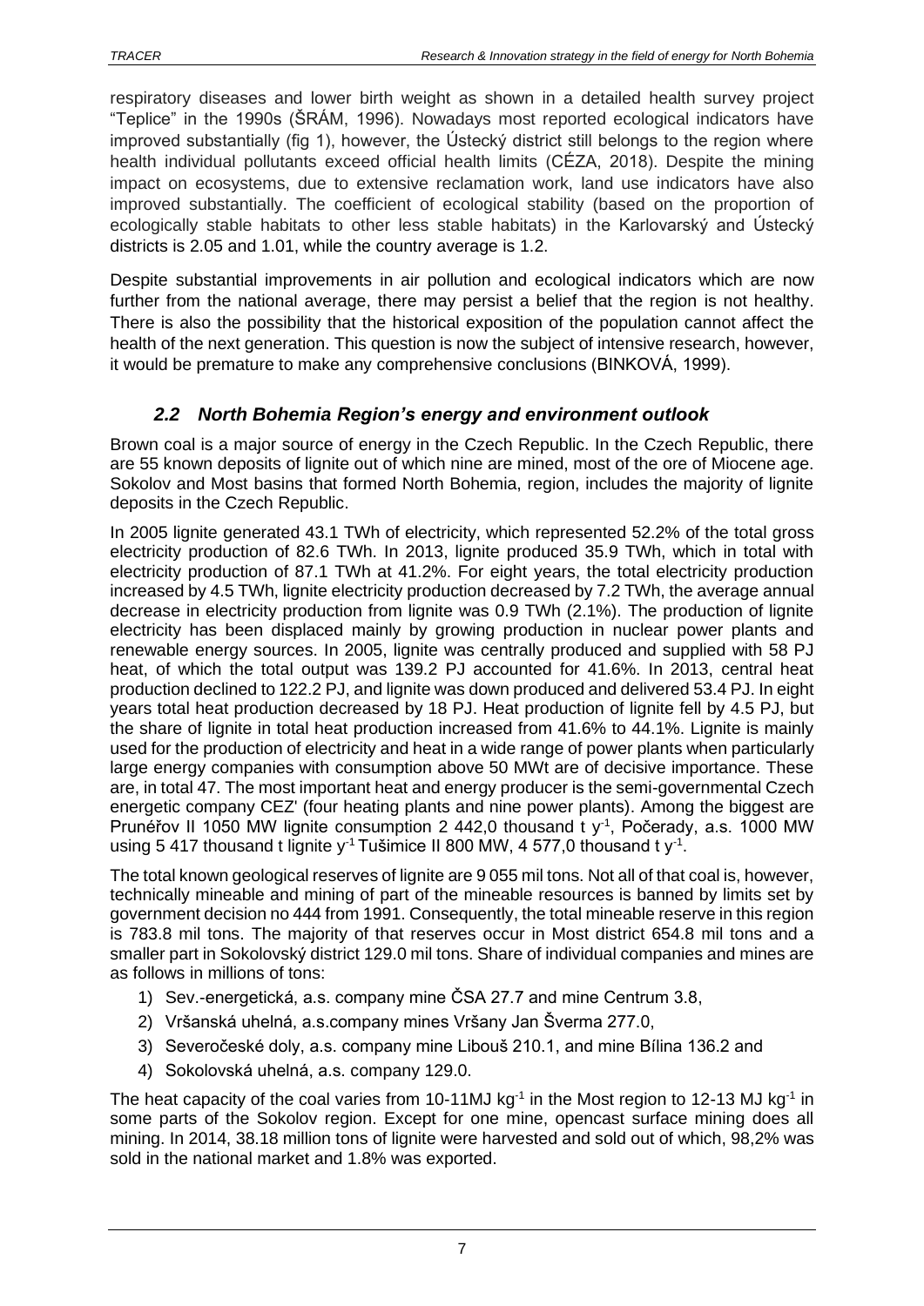respiratory diseases and lower birth weight as shown in a detailed health survey project "Teplice" in the 1990s (ŠRÁM, 1996). Nowadays most reported ecological indicators have improved substantially (fig 1), however, the Ústecký district still belongs to the region where health individual pollutants exceed official health limits (CÉZA, 2018). Despite the mining impact on ecosystems, due to extensive reclamation work, land use indicators have also improved substantially. The coefficient of ecological stability (based on the proportion of ecologically stable habitats to other less stable habitats) in the Karlovarský and Ústecký districts is 2.05 and 1.01, while the country average is 1.2.

Despite substantial improvements in air pollution and ecological indicators which are now further from the national average, there may persist a belief that the region is not healthy. There is also the possibility that the historical exposition of the population cannot affect the health of the next generation. This question is now the subject of intensive research, however, it would be premature to make any comprehensive conclusions (BINKOVÁ, 1999).

## *2.2 North Bohemia Region's energy and environment outlook*

Brown coal is a major source of energy in the Czech Republic. In the Czech Republic, there are 55 known deposits of lignite out of which nine are mined, most of the ore of Miocene age. Sokolov and Most basins that formed North Bohemia, region, includes the majority of lignite deposits in the Czech Republic.

In 2005 lignite generated 43.1 TWh of electricity, which represented 52.2% of the total gross electricity production of 82.6 TWh. In 2013, lignite produced 35.9 TWh, which in total with electricity production of 87.1 TWh at 41.2%. For eight years, the total electricity production increased by 4.5 TWh, lignite electricity production decreased by 7.2 TWh, the average annual decrease in electricity production from lignite was 0.9 TWh (2.1%). The production of lignite electricity has been displaced mainly by growing production in nuclear power plants and renewable energy sources. In 2005, lignite was centrally produced and supplied with 58 PJ heat, of which the total output was 139.2 PJ accounted for 41.6%. In 2013, central heat production declined to 122.2 PJ, and lignite was down produced and delivered 53.4 PJ. In eight years total heat production decreased by 18 PJ. Heat production of lignite fell by 4.5 PJ, but the share of lignite in total heat production increased from 41.6% to 44.1%. Lignite is mainly used for the production of electricity and heat in a wide range of power plants when particularly large energy companies with consumption above 50 MWt are of decisive importance. These are, in total 47. The most important heat and energy producer is the semi-governmental Czech energetic company CEZ' (four heating plants and nine power plants). Among the biggest are Prunéřov II 1050 MW lignite consumption 2 442,0 thousand t $y^{-1}$, Počerady, a.s. 1000 MW using 5 417 thousand t lignite $y^{-1}$ Tušimice II 800 MW, 4 577,0 thousand t $y^{-1}$.

The total known geological reserves of lignite are 9 055 mil tons. Not all of that coal is, however, technically mineable and mining of part of the mineable resources is banned by limits set by government decision no 444 from 1991. Consequently, the total mineable reserve in this region is 783.8 mil tons. The majority of that reserves occur in Most district 654.8 mil tons and a smaller part in Sokolovský district 129.0 mil tons. Share of individual companies and mines are as follows in millions of tons:

1) Sev.-energetická, a.s. company mine ČSA 27.7 and mine Centrum 3.8,
2) Vršanská uhelná, a.s.company mines Vršany Jan Šverma 277.0,
3) Severočeské doly, a.s. company mine Libouš 210.1, and mine Bílina 136.2 and
4) Sokolovská uhelná, a.s. company 129.0.

The heat capacity of the coal varies from 10-11MJ $kg^{-1}$ in the Most region to 12-13 MJ $kg^{-1}$ in some parts of the Sokolov region. Except for one mine, opencast surface mining does all mining. In 2014, 38.18 million tons of lignite were harvested and sold out of which, 98,2% was sold in the national market and 1.8% was exported.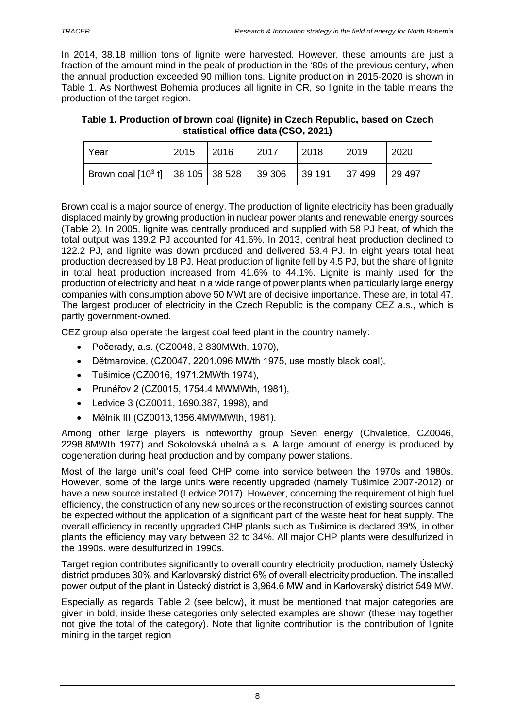In 2014, 38.18 million tons of lignite were harvested. However, these amounts are just a fraction of the amount mind in the peak of production in the '80s of the previous century, when the annual production exceeded 90 million tons. Lignite production in 2015-2020 is shown in Table 1. As Northwest Bohemia produces all lignite in CR, so lignite in the table means the production of the target region.

**Table 1. Production of brown coal (lignite) in Czech Republic, based on Czech statistical office data (CSO, 2021)**

| Year | 2015 | 2016 | 2017 | 2018 | 2019 | 2020 |
|---|---|---|---|---|---|---|
| Brown coal [$10^3$ t] | 38 105 | 38 528 | 39 306 | 39 191 | 37 499 | 29 497 |

Brown coal is a major source of energy. The production of lignite electricity has been gradually displaced mainly by growing production in nuclear power plants and renewable energy sources (Table 2). In 2005, lignite was centrally produced and supplied with 58 PJ heat, of which the total output was 139.2 PJ accounted for 41.6%. In 2013, central heat production declined to 122.2 PJ, and lignite was down produced and delivered 53.4 PJ. In eight years total heat production decreased by 18 PJ. Heat production of lignite fell by 4.5 PJ, but the share of lignite in total heat production increased from 41.6% to 44.1%. Lignite is mainly used for the production of electricity and heat in a wide range of power plants when particularly large energy companies with consumption above 50 MWt are of decisive importance. These are, in total 47. The largest producer of electricity in the Czech Republic is the company CEZ a.s., which is partly government-owned.

CEZ group also operate the largest coal feed plant in the country namely:

- Počerady, a.s. (CZ0048, 2 830MWth, 1970),
- Dětmarovice, (CZ0047, 2201.096 MWth 1975, use mostly black coal),
- Tušimice (CZ0016, 1971.2MWth 1974),
- Prunéřov 2 (CZ0015, 1754.4 MWMWth, 1981),
- Ledvice 3 (CZ0011, 1690.387, 1998), and
- Mělník III (CZ0013,1356.4MWMWth, 1981).

Among other large players is noteworthy group Seven energy (Chvaletice, CZ0046, 2298.8MWth 1977) and Sokolovská uhelná a.s. A large amount of energy is produced by cogeneration during heat production and by company power stations.

Most of the large unit's coal feed CHP come into service between the 1970s and 1980s. However, some of the large units were recently upgraded (namely Tušimice 2007-2012) or have a new source installed (Ledvice 2017). However, concerning the requirement of high fuel efficiency, the construction of any new sources or the reconstruction of existing sources cannot be expected without the application of a significant part of the waste heat for heat supply. The overall efficiency in recently upgraded CHP plants such as Tušimice is declared 39%, in other plants the efficiency may vary between 32 to 34%. All major CHP plants were desulfurized in the 1990s. were desulfurized in 1990s.

Target region contributes significantly to overall country electricity production, namely Ústecký district produces 30% and Karlovarský district 6% of overall electricity production. The installed power output of the plant in Ústecký district is 3,964.6 MW and in Karlovarský district 549 MW.

Especially as regards Table 2 (see below), it must be mentioned that major categories are given in bold, inside these categories only selected examples are shown (these may together not give the total of the category). Note that lignite contribution is the contribution of lignite mining in the target region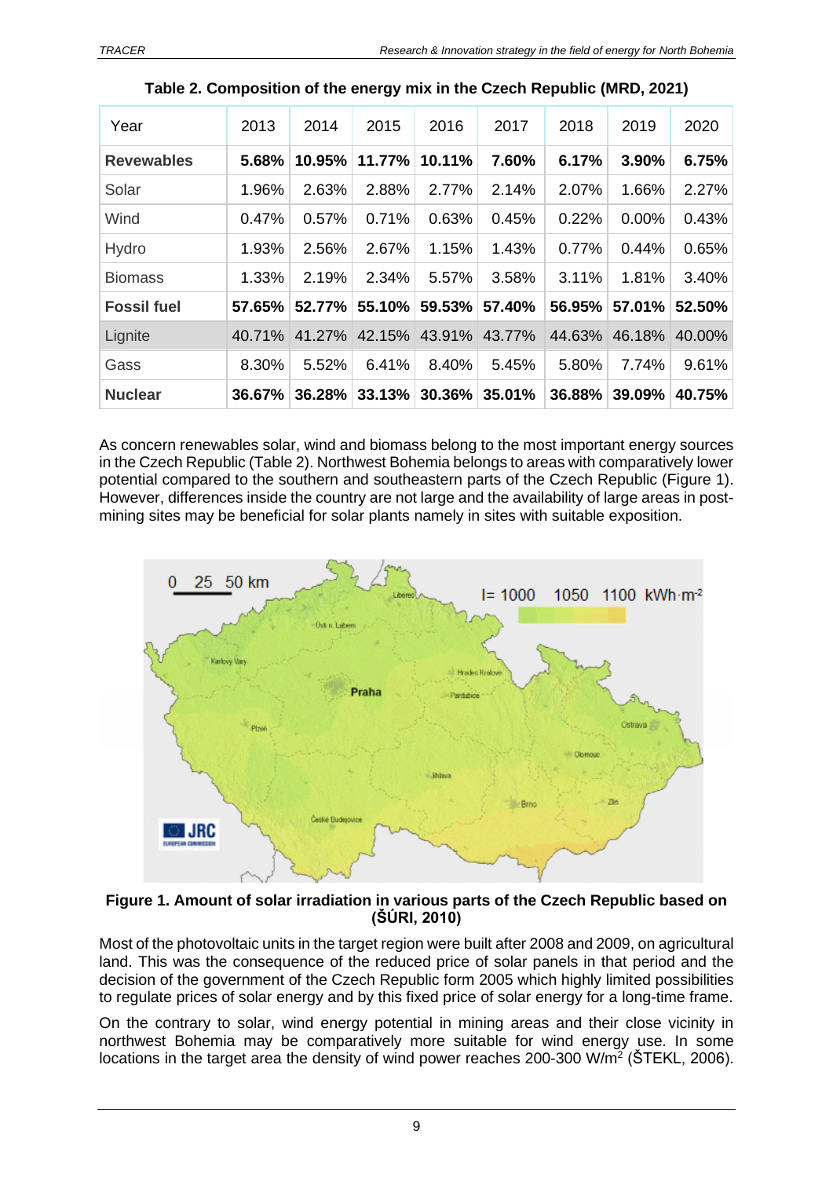**Table 2. Composition of the energy mix in the Czech Republic (MRD, 2021)**

| Year | 2013 | 2014 | 2015 | 2016 | 2017 | 2018 | 2019 | 2020 |
|---|---|---|---|---|---|---|---|---|
| **Revewables** | **5.68%** | **10.95%** | **11.77%** | **10.11%** | **7.60%** | **6.17%** | **3.90%** | **6.75%** |
| Solar | 1.96% | 2.63% | 2.88% | 2.77% | 2.14% | 2.07% | 1.66% | 2.27% |
| Wind | 0.47% | 0.57% | 0.71% | 0.63% | 0.45% | 0.22% | 0.00% | 0.43% |
| Hydro | 1.93% | 2.56% | 2.67% | 1.15% | 1.43% | 0.77% | 0.44% | 0.65% |
| Biomass | 1.33% | 2.19% | 2.34% | 5.57% | 3.58% | 3.11% | 1.81% | 3.40% |
| **Fossil fuel** | **57.65%** | **52.77%** | **55.10%** | **59.53%** | **57.40%** | **56.95%** | **57.01%** | **52.50%** |
| Lignite | 40.71% | 41.27% | 42.15% | 43.91% | 43.77% | 44.63% | 46.18% | 40.00% |
| Gass | 8.30% | 5.52% | 6.41% | 8.40% | 5.45% | 5.80% | 7.74% | 9.61% |
| **Nuclear** | **36.67%** | **36.28%** | **33.13%** | **30.36%** | **35.01%** | **36.88%** | **39.09%** | **40.75%** |

As concern renewables solar, wind and biomass belong to the most important energy sources in the Czech Republic (Table 2). Northwest Bohemia belongs to areas with comparatively lower potential compared to the southern and southeastern parts of the Czech Republic (Figure 1). However, differences inside the country are not large and the availability of large areas in post-mining sites may be beneficial for solar plants namely in sites with suitable exposition.

**Figure 1. Amount of solar irradiation in various parts of the Czech Republic based on (ŠÚRI, 2010)**

Most of the photovoltaic units in the target region were built after 2008 and 2009, on agricultural land. This was the consequence of the reduced price of solar panels in that period and the decision of the government of the Czech Republic form 2005 which highly limited possibilities to regulate prices of solar energy and by this fixed price of solar energy for a long-time frame.

On the contrary to solar, wind energy potential in mining areas and their close vicinity in northwest Bohemia may be comparatively more suitable for wind energy use. In some locations in the target area the density of wind power reaches 200-300 W/m$^2$ (ŠTEKL, 2006).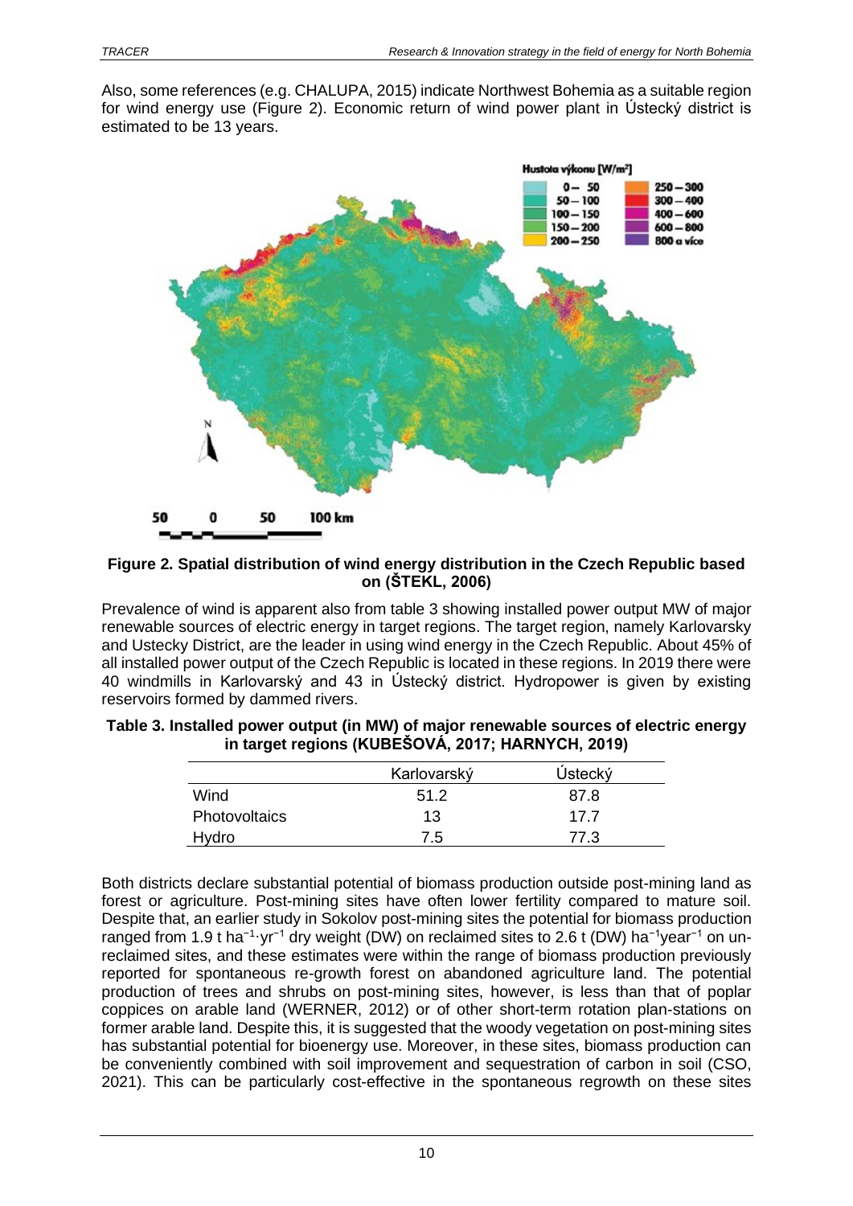Also, some references (e.g. CHALUPA, 2015) indicate Northwest Bohemia as a suitable region for wind energy use (Figure 2). Economic return of wind power plant in Ústecký district is estimated to be 13 years.

**Figure 2. Spatial distribution of wind energy distribution in the Czech Republic based on (ŠTEKL, 2006)**

Prevalence of wind is apparent also from table 3 showing installed power output MW of major renewable sources of electric energy in target regions. The target region, namely Karlovarsky and Ustecky District, are the leader in using wind energy in the Czech Republic. About 45% of all installed power output of the Czech Republic is located in these regions. In 2019 there were 40 windmills in Karlovarský and 43 in Ústecký district. Hydropower is given by existing reservoirs formed by dammed rivers.

**Table 3. Installed power output (in MW) of major renewable sources of electric energy in target regions (KUBEŠOVÁ, 2017; HARNYCH, 2019)**

| | Karlovarský | Ústecký |
|---|---|---|
| Wind | 51.2 | 87.8 |
| Photovoltaics | 13 | 17.7 |
| Hydro | 7.5 | 77.3 |

Both districts declare substantial potential of biomass production outside post-mining land as forest or agriculture. Post-mining sites have often lower fertility compared to mature soil. Despite that, an earlier study in Sokolov post-mining sites the potential for biomass production ranged from 1.9 t $ha^{-1} \cdot yr^{-1}$ dry weight (DW) on reclaimed sites to 2.6 t (DW) $ha^{-1}year^{-1}$ on un-reclaimed sites, and these estimates were within the range of biomass production previously reported for spontaneous re-growth forest on abandoned agriculture land. The potential production of trees and shrubs on post-mining sites, however, is less than that of poplar coppices on arable land (WERNER, 2012) or of other short-term rotation plan-stations on former arable land. Despite this, it is suggested that the woody vegetation on post-mining sites has substantial potential for bioenergy use. Moreover, in these sites, biomass production can be conveniently combined with soil improvement and sequestration of carbon in soil (CSO, 2021). This can be particularly cost-effective in the spontaneous regrowth on these sites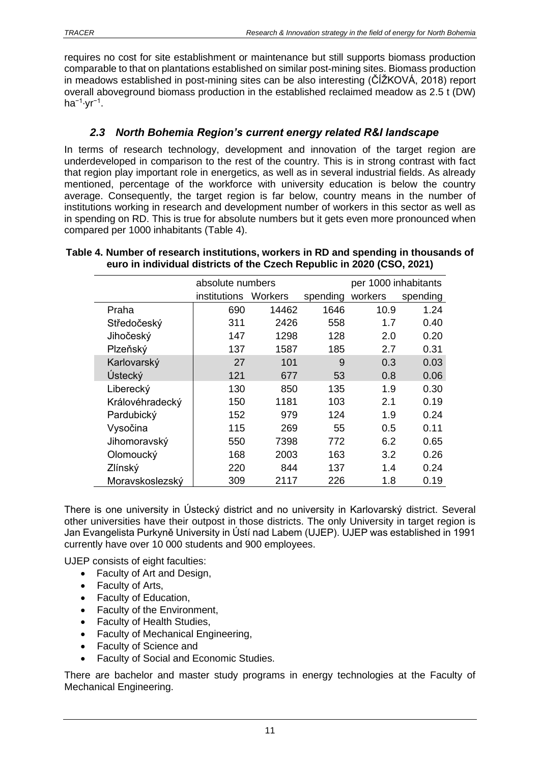requires no cost for site establishment or maintenance but still supports biomass production comparable to that on plantations established on similar post-mining sites. Biomass production in meadows established in post-mining sites can be also interesting (ČÍŽKOVÁ, 2018) report overall aboveground biomass production in the established reclaimed meadow as 2.5 t (DW) $ha^{-1} \cdot yr^{-1}$.

## *2.3 North Bohemia Region's current energy related R&I landscape*

In terms of research technology, development and innovation of the target region are underdeveloped in comparison to the rest of the country. This is in strong contrast with fact that region play important role in energetics, as well as in several industrial fields. As already mentioned, percentage of the workforce with university education is below the country average. Consequently, the target region is far below, country means in the number of institutions working in research and development number of workers in this sector as well as in spending on RD. This is true for absolute numbers but it gets even more pronounced when compared per 1000 inhabitants (Table 4).

**Table 4. Number of research institutions, workers in RD and spending in thousands of euro in individual districts of the Czech Republic in 2020 (CSO, 2021)**

| | absolute numbers | | | per 1000 inhabitants | |
|---|---|---|---|---|---|
| | institutions | Workers | spending | workers | spending |
| Praha | 690 | 14462 | 1646 | 10.9 | 1.24 |
| Středočeský | 311 | 2426 | 558 | 1.7 | 0.40 |
| Jihočeský | 147 | 1298 | 128 | 2.0 | 0.20 |
| Plzeňský | 137 | 1587 | 185 | 2.7 | 0.31 |
| Karlovarský | 27 | 101 | 9 | 0.3 | 0.03 |
| Ústecký | 121 | 677 | 53 | 0.8 | 0.06 |
| Liberecký | 130 | 850 | 135 | 1.9 | 0.30 |
| Královéhradecký | 150 | 1181 | 103 | 2.1 | 0.19 |
| Pardubický | 152 | 979 | 124 | 1.9 | 0.24 |
| Vysočina | 115 | 269 | 55 | 0.5 | 0.11 |
| Jihomoravský | 550 | 7398 | 772 | 6.2 | 0.65 |
| Olomoucký | 168 | 2003 | 163 | 3.2 | 0.26 |
| Zlínský | 220 | 844 | 137 | 1.4 | 0.24 |
| Moravskoslezský | 309 | 2117 | 226 | 1.8 | 0.19 |

There is one university in Ústecký district and no university in Karlovarský district. Several other universities have their outpost in those districts. The only University in target region is Jan Evangelista Purkyně University in Ústí nad Labem (UJEP). UJEP was established in 1991 currently have over 10 000 students and 900 employees.

UJEP consists of eight faculties:

- Faculty of Art and Design,
- Faculty of Arts,
- Faculty of Education,
- Faculty of the Environment,
- Faculty of Health Studies,
- Faculty of Mechanical Engineering,
- Faculty of Science and
- Faculty of Social and Economic Studies.

There are bachelor and master study programs in energy technologies at the Faculty of Mechanical Engineering.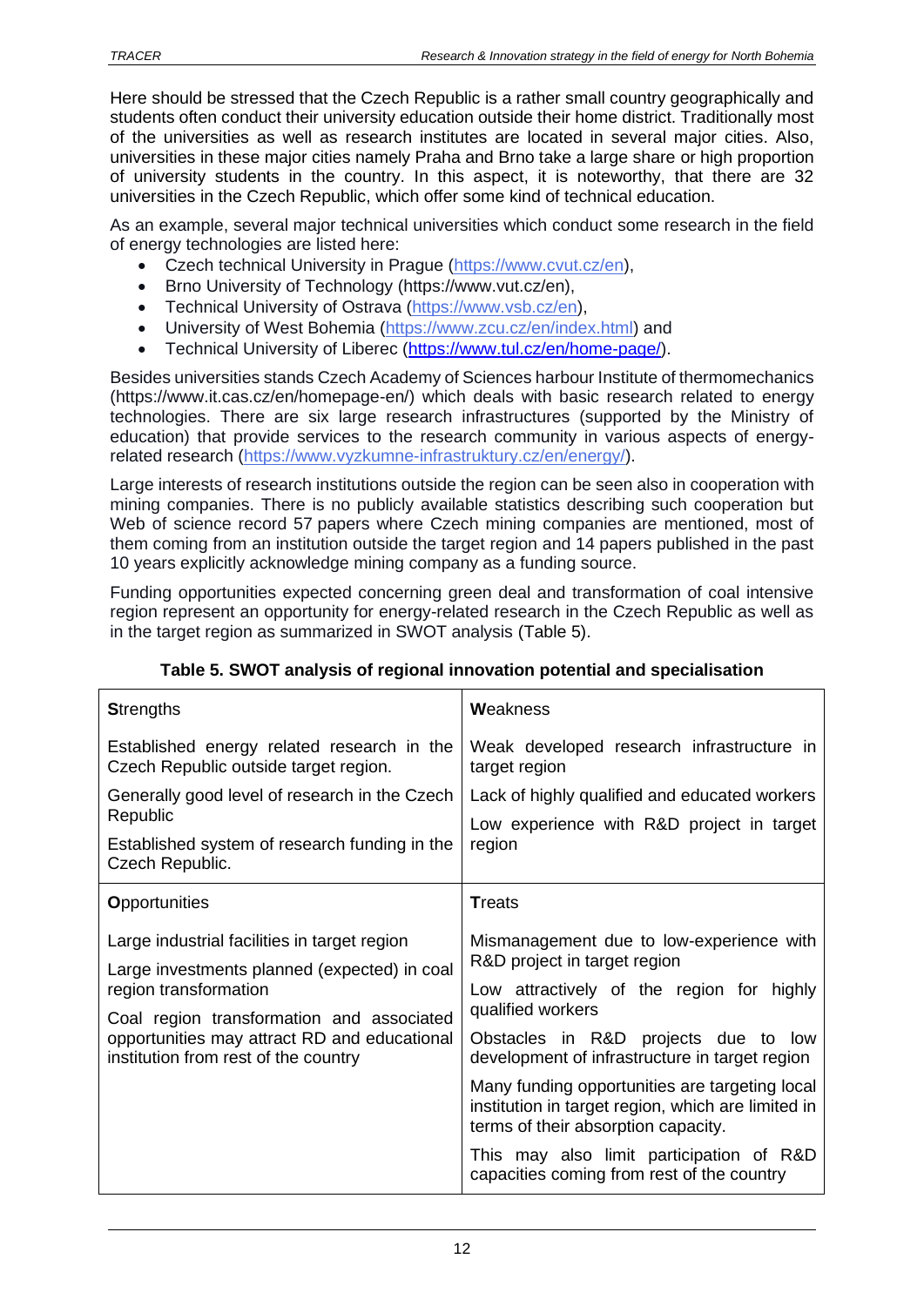Here should be stressed that the Czech Republic is a rather small country geographically and students often conduct their university education outside their home district. Traditionally most of the universities as well as research institutes are located in several major cities. Also, universities in these major cities namely Praha and Brno take a large share or high proportion of university students in the country. In this aspect, it is noteworthy, that there are 32 universities in the Czech Republic, which offer some kind of technical education.

As an example, several major technical universities which conduct some research in the field of energy technologies are listed here:

- Czech technical University in Prague (https://www.cvut.cz/en),
- Brno University of Technology (https://www.vut.cz/en),
- Technical University of Ostrava (https://www.vsb.cz/en),
- University of West Bohemia (https://www.zcu.cz/en/index.html) and
- Technical University of Liberec (https://www.tul.cz/en/home-page/).

Besides universities stands Czech Academy of Sciences harbour Institute of thermomechanics (https://www.it.cas.cz/en/homepage-en/) which deals with basic research related to energy technologies. There are six large research infrastructures (supported by the Ministry of education) that provide services to the research community in various aspects of energy-related research (https://www.vyzkumne-infrastruktury.cz/en/energy/).

Large interests of research institutions outside the region can be seen also in cooperation with mining companies. There is no publicly available statistics describing such cooperation but Web of science record 57 papers where Czech mining companies are mentioned, most of them coming from an institution outside the target region and 14 papers published in the past 10 years explicitly acknowledge mining company as a funding source.

Funding opportunities expected concerning green deal and transformation of coal intensive region represent an opportunity for energy-related research in the Czech Republic as well as in the target region as summarized in SWOT analysis (Table 5).

**Table 5. SWOT analysis of regional innovation potential and specialisation**

| **S**trengths | **W**eakness |
|---|---|
| Established energy related research in the Czech Republic outside target region.<br>Generally good level of research in the Czech Republic<br>Established system of research funding in the Czech Republic. | Weak developed research infrastructure in target region<br>Lack of highly qualified and educated workers<br>Low experience with R&D project in target region |
| **O**pportunities | **T**reats |
| Large industrial facilities in target region<br>Large investments planned (expected) in coal region transformation<br>Coal region transformation and associated opportunities may attract RD and educational institution from rest of the country | Mismanagement due to low-experience with R&D project in target region<br>Low attractively of the region for highly qualified workers<br>Obstacles in R&D projects due to low development of infrastructure in target region<br>Many funding opportunities are targeting local institution in target region, which are limited in terms of their absorption capacity.<br>This may also limit participation of R&D capacities coming from rest of the country |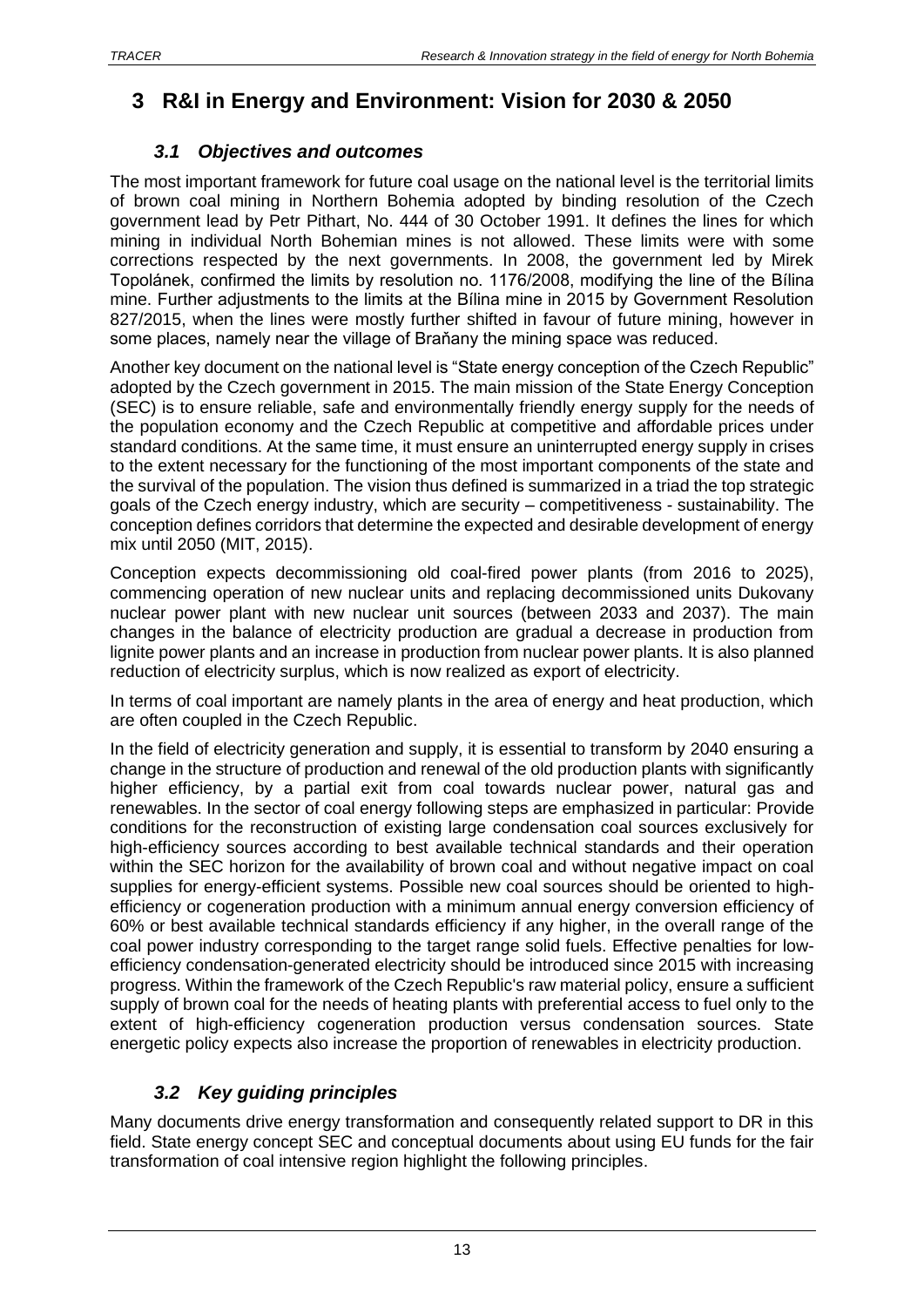# 3 R&I in Energy and Environment: Vision for 2030 & 2050

## *3.1 Objectives and outcomes*

The most important framework for future coal usage on the national level is the territorial limits of brown coal mining in Northern Bohemia adopted by binding resolution of the Czech government lead by Petr Pithart, No. 444 of 30 October 1991. It defines the lines for which mining in individual North Bohemian mines is not allowed. These limits were with some corrections respected by the next governments. In 2008, the government led by Mirek Topolánek, confirmed the limits by resolution no. 1176/2008, modifying the line of the Bílina mine. Further adjustments to the limits at the Bílina mine in 2015 by Government Resolution 827/2015, when the lines were mostly further shifted in favour of future mining, however in some places, namely near the village of Braňany the mining space was reduced.

Another key document on the national level is "State energy conception of the Czech Republic" adopted by the Czech government in 2015. The main mission of the State Energy Conception (SEC) is to ensure reliable, safe and environmentally friendly energy supply for the needs of the population economy and the Czech Republic at competitive and affordable prices under standard conditions. At the same time, it must ensure an uninterrupted energy supply in crises to the extent necessary for the functioning of the most important components of the state and the survival of the population. The vision thus defined is summarized in a triad the top strategic goals of the Czech energy industry, which are security – competitiveness - sustainability. The conception defines corridors that determine the expected and desirable development of energy mix until 2050 (MIT, 2015).

Conception expects decommissioning old coal-fired power plants (from 2016 to 2025), commencing operation of new nuclear units and replacing decommissioned units Dukovany nuclear power plant with new nuclear unit sources (between 2033 and 2037). The main changes in the balance of electricity production are gradual a decrease in production from lignite power plants and an increase in production from nuclear power plants. It is also planned reduction of electricity surplus, which is now realized as export of electricity.

In terms of coal important are namely plants in the area of energy and heat production, which are often coupled in the Czech Republic.

In the field of electricity generation and supply, it is essential to transform by 2040 ensuring a change in the structure of production and renewal of the old production plants with significantly higher efficiency, by a partial exit from coal towards nuclear power, natural gas and renewables. In the sector of coal energy following steps are emphasized in particular: Provide conditions for the reconstruction of existing large condensation coal sources exclusively for high-efficiency sources according to best available technical standards and their operation within the SEC horizon for the availability of brown coal and without negative impact on coal supplies for energy-efficient systems. Possible new coal sources should be oriented to high-efficiency or cogeneration production with a minimum annual energy conversion efficiency of 60% or best available technical standards efficiency if any higher, in the overall range of the coal power industry corresponding to the target range solid fuels. Effective penalties for low-efficiency condensation-generated electricity should be introduced since 2015 with increasing progress. Within the framework of the Czech Republic's raw material policy, ensure a sufficient supply of brown coal for the needs of heating plants with preferential access to fuel only to the extent of high-efficiency cogeneration production versus condensation sources. State energetic policy expects also increase the proportion of renewables in electricity production.

## *3.2 Key guiding principles*

Many documents drive energy transformation and consequently related support to DR in this field. State energy concept SEC and conceptual documents about using EU funds for the fair transformation of coal intensive region highlight the following principles.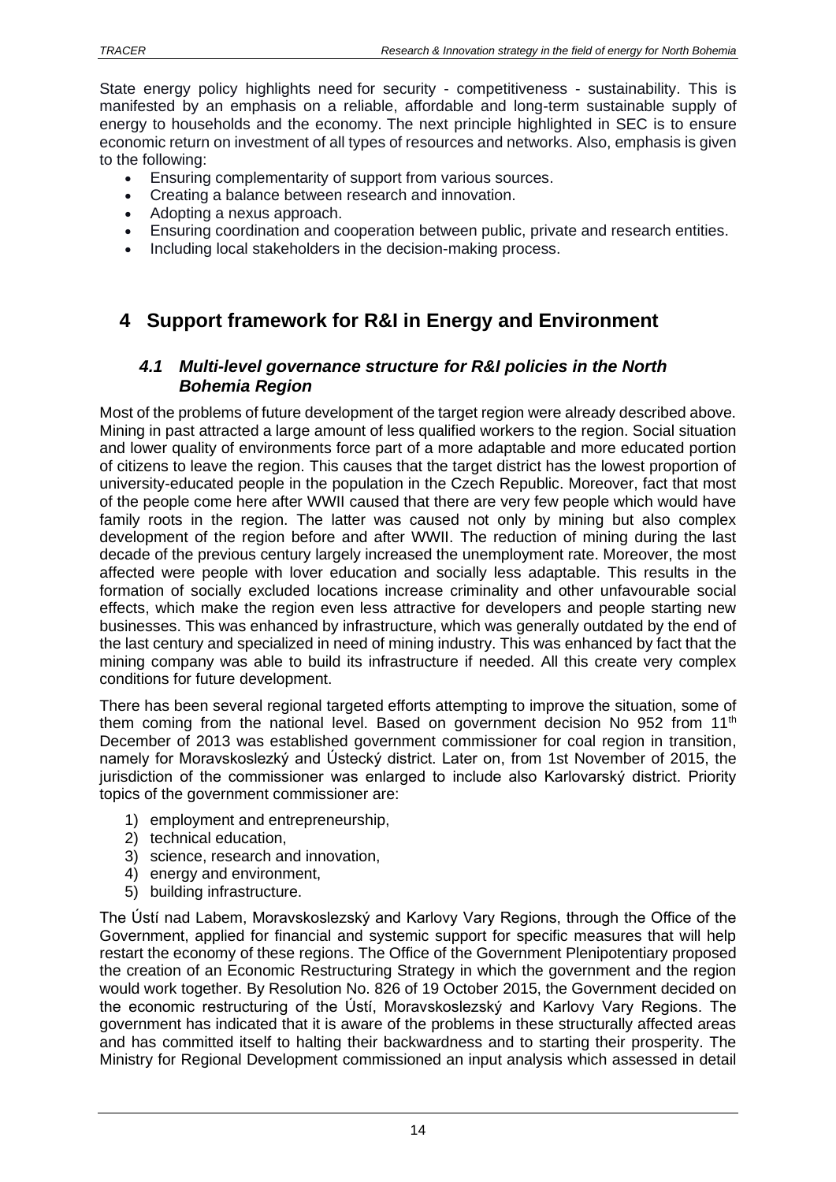State energy policy highlights need for security - competitiveness - sustainability. This is manifested by an emphasis on a reliable, affordable and long-term sustainable supply of energy to households and the economy. The next principle highlighted in SEC is to ensure economic return on investment of all types of resources and networks. Also, emphasis is given to the following:

- Ensuring complementarity of support from various sources.
- Creating a balance between research and innovation.
- Adopting a nexus approach.
- Ensuring coordination and cooperation between public, private and research entities.
- Including local stakeholders in the decision-making process.

# 4 Support framework for R&I in Energy and Environment

## 4.1 Multi-level governance structure for R&I policies in the North Bohemia Region

Most of the problems of future development of the target region were already described above. Mining in past attracted a large amount of less qualified workers to the region. Social situation and lower quality of environments force part of a more adaptable and more educated portion of citizens to leave the region. This causes that the target district has the lowest proportion of university-educated people in the population in the Czech Republic. Moreover, fact that most of the people come here after WWII caused that there are very few people which would have family roots in the region. The latter was caused not only by mining but also complex development of the region before and after WWII. The reduction of mining during the last decade of the previous century largely increased the unemployment rate. Moreover, the most affected were people with lover education and socially less adaptable. This results in the formation of socially excluded locations increase criminality and other unfavourable social effects, which make the region even less attractive for developers and people starting new businesses. This was enhanced by infrastructure, which was generally outdated by the end of the last century and specialized in need of mining industry. This was enhanced by fact that the mining company was able to build its infrastructure if needed. All this create very complex conditions for future development.

There has been several regional targeted efforts attempting to improve the situation, some of them coming from the national level. Based on government decision No 952 from 11th December of 2013 was established government commissioner for coal region in transition, namely for Moravskoslezký and Ústecký district. Later on, from 1st November of 2015, the jurisdiction of the commissioner was enlarged to include also Karlovarský district. Priority topics of the government commissioner are:

1) employment and entrepreneurship,
2) technical education,
3) science, research and innovation,
4) energy and environment,
5) building infrastructure.

The Ústí nad Labem, Moravskoslezský and Karlovy Vary Regions, through the Office of the Government, applied for financial and systemic support for specific measures that will help restart the economy of these regions. The Office of the Government Plenipotentiary proposed the creation of an Economic Restructuring Strategy in which the government and the region would work together. By Resolution No. 826 of 19 October 2015, the Government decided on the economic restructuring of the Ústí, Moravskoslezský and Karlovy Vary Regions. The government has indicated that it is aware of the problems in these structurally affected areas and has committed itself to halting their backwardness and to starting their prosperity. The Ministry for Regional Development commissioned an input analysis which assessed in detail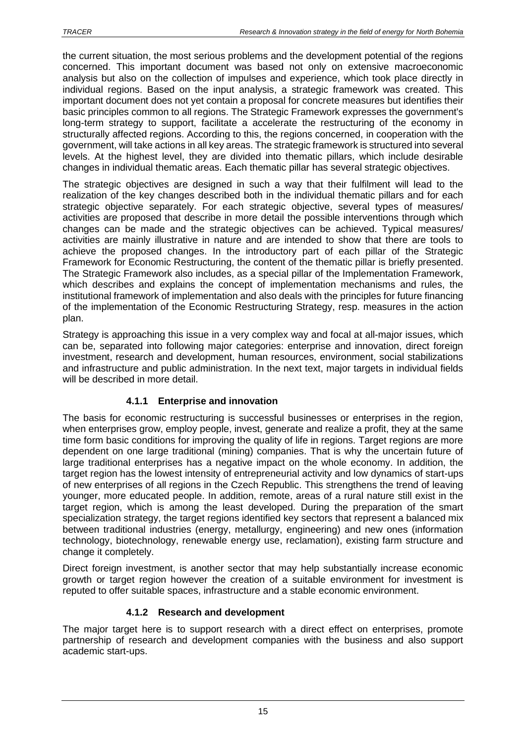the current situation, the most serious problems and the development potential of the regions concerned. This important document was based not only on extensive macroeconomic analysis but also on the collection of impulses and experience, which took place directly in individual regions. Based on the input analysis, a strategic framework was created. This important document does not yet contain a proposal for concrete measures but identifies their basic principles common to all regions. The Strategic Framework expresses the government's long-term strategy to support, facilitate a accelerate the restructuring of the economy in structurally affected regions. According to this, the regions concerned, in cooperation with the government, will take actions in all key areas. The strategic framework is structured into several levels. At the highest level, they are divided into thematic pillars, which include desirable changes in individual thematic areas. Each thematic pillar has several strategic objectives.

The strategic objectives are designed in such a way that their fulfilment will lead to the realization of the key changes described both in the individual thematic pillars and for each strategic objective separately. For each strategic objective, several types of measures/ activities are proposed that describe in more detail the possible interventions through which changes can be made and the strategic objectives can be achieved. Typical measures/ activities are mainly illustrative in nature and are intended to show that there are tools to achieve the proposed changes. In the introductory part of each pillar of the Strategic Framework for Economic Restructuring, the content of the thematic pillar is briefly presented. The Strategic Framework also includes, as a special pillar of the Implementation Framework, which describes and explains the concept of implementation mechanisms and rules, the institutional framework of implementation and also deals with the principles for future financing of the implementation of the Economic Restructuring Strategy, resp. measures in the action plan.

Strategy is approaching this issue in a very complex way and focal at all-major issues, which can be, separated into following major categories: enterprise and innovation, direct foreign investment, research and development, human resources, environment, social stabilizations and infrastructure and public administration. In the next text, major targets in individual fields will be described in more detail.

### 4.1.1 Enterprise and innovation

The basis for economic restructuring is successful businesses or enterprises in the region, when enterprises grow, employ people, invest, generate and realize a profit, they at the same time form basic conditions for improving the quality of life in regions. Target regions are more dependent on one large traditional (mining) companies. That is why the uncertain future of large traditional enterprises has a negative impact on the whole economy. In addition, the target region has the lowest intensity of entrepreneurial activity and low dynamics of start-ups of new enterprises of all regions in the Czech Republic. This strengthens the trend of leaving younger, more educated people. In addition, remote, areas of a rural nature still exist in the target region, which is among the least developed. During the preparation of the smart specialization strategy, the target regions identified key sectors that represent a balanced mix between traditional industries (energy, metallurgy, engineering) and new ones (information technology, biotechnology, renewable energy use, reclamation), existing farm structure and change it completely.

Direct foreign investment, is another sector that may help substantially increase economic growth or target region however the creation of a suitable environment for investment is reputed to offer suitable spaces, infrastructure and a stable economic environment.

### 4.1.2 Research and development

The major target here is to support research with a direct effect on enterprises, promote partnership of research and development companies with the business and also support academic start-ups.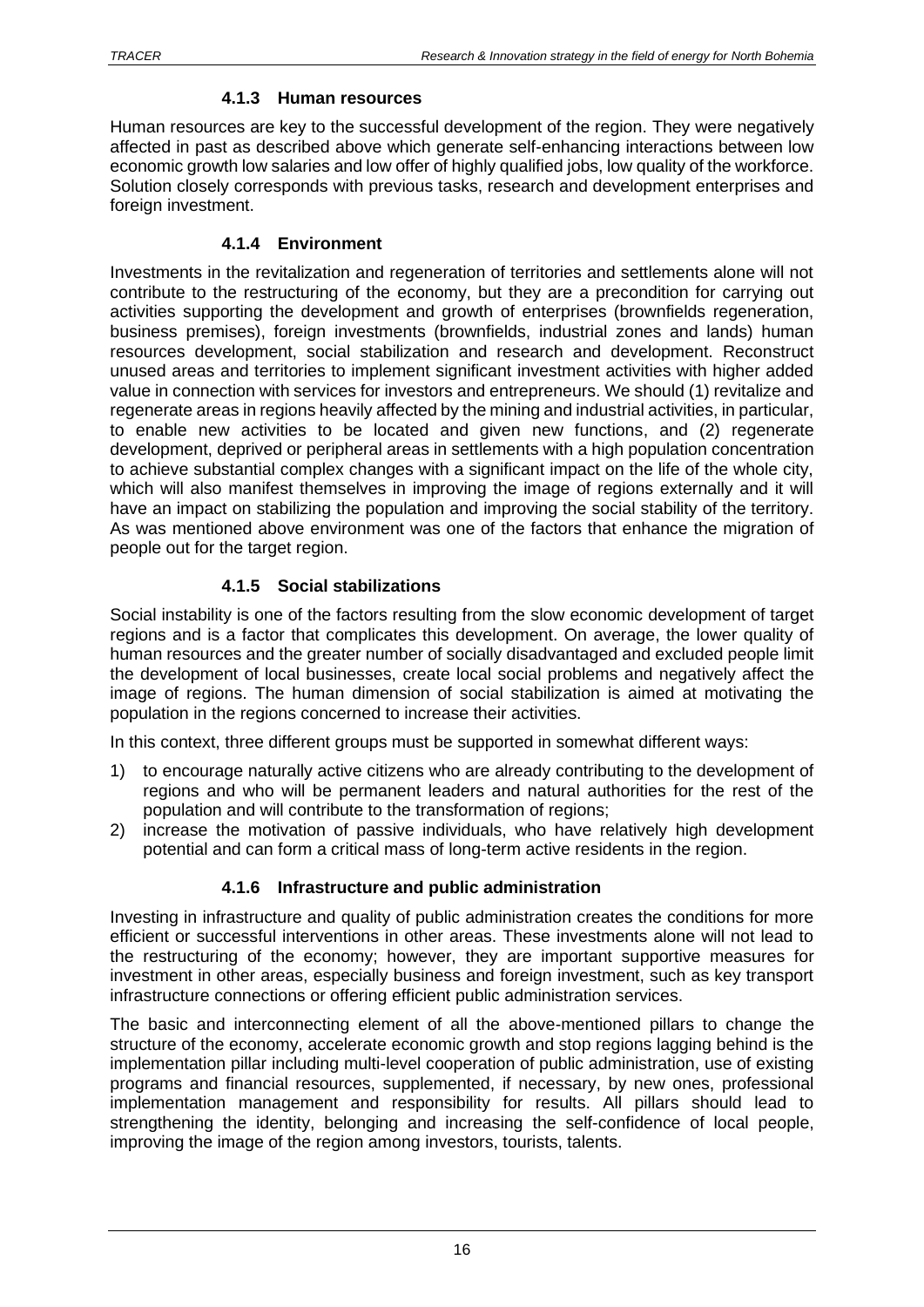#### 4.1.3 Human resources

Human resources are key to the successful development of the region. They were negatively affected in past as described above which generate self-enhancing interactions between low economic growth low salaries and low offer of highly qualified jobs, low quality of the workforce. Solution closely corresponds with previous tasks, research and development enterprises and foreign investment.

#### 4.1.4 Environment

Investments in the revitalization and regeneration of territories and settlements alone will not contribute to the restructuring of the economy, but they are a precondition for carrying out activities supporting the development and growth of enterprises (brownfields regeneration, business premises), foreign investments (brownfields, industrial zones and lands) human resources development, social stabilization and research and development. Reconstruct unused areas and territories to implement significant investment activities with higher added value in connection with services for investors and entrepreneurs. We should (1) revitalize and regenerate areas in regions heavily affected by the mining and industrial activities, in particular, to enable new activities to be located and given new functions, and (2) regenerate development, deprived or peripheral areas in settlements with a high population concentration to achieve substantial complex changes with a significant impact on the life of the whole city, which will also manifest themselves in improving the image of regions externally and it will have an impact on stabilizing the population and improving the social stability of the territory. As was mentioned above environment was one of the factors that enhance the migration of people out for the target region.

#### 4.1.5 Social stabilizations

Social instability is one of the factors resulting from the slow economic development of target regions and is a factor that complicates this development. On average, the lower quality of human resources and the greater number of socially disadvantaged and excluded people limit the development of local businesses, create local social problems and negatively affect the image of regions. The human dimension of social stabilization is aimed at motivating the population in the regions concerned to increase their activities.

In this context, three different groups must be supported in somewhat different ways:

1) to encourage naturally active citizens who are already contributing to the development of regions and who will be permanent leaders and natural authorities for the rest of the population and will contribute to the transformation of regions;
2) increase the motivation of passive individuals, who have relatively high development potential and can form a critical mass of long-term active residents in the region.

#### 4.1.6 Infrastructure and public administration

Investing in infrastructure and quality of public administration creates the conditions for more efficient or successful interventions in other areas. These investments alone will not lead to the restructuring of the economy; however, they are important supportive measures for investment in other areas, especially business and foreign investment, such as key transport infrastructure connections or offering efficient public administration services.

The basic and interconnecting element of all the above-mentioned pillars to change the structure of the economy, accelerate economic growth and stop regions lagging behind is the implementation pillar including multi-level cooperation of public administration, use of existing programs and financial resources, supplemented, if necessary, by new ones, professional implementation management and responsibility for results. All pillars should lead to strengthening the identity, belonging and increasing the self-confidence of local people, improving the image of the region among investors, tourists, talents.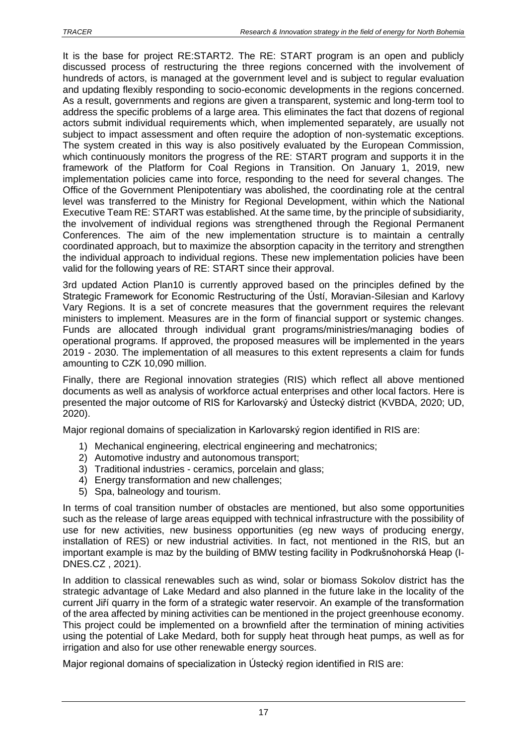It is the base for project RE:START2. The RE: START program is an open and publicly discussed process of restructuring the three regions concerned with the involvement of hundreds of actors, is managed at the government level and is subject to regular evaluation and updating flexibly responding to socio-economic developments in the regions concerned. As a result, governments and regions are given a transparent, systemic and long-term tool to address the specific problems of a large area. This eliminates the fact that dozens of regional actors submit individual requirements which, when implemented separately, are usually not subject to impact assessment and often require the adoption of non-systematic exceptions. The system created in this way is also positively evaluated by the European Commission, which continuously monitors the progress of the RE: START program and supports it in the framework of the Platform for Coal Regions in Transition. On January 1, 2019, new implementation policies came into force, responding to the need for several changes. The Office of the Government Plenipotentiary was abolished, the coordinating role at the central level was transferred to the Ministry for Regional Development, within which the National Executive Team RE: START was established. At the same time, by the principle of subsidiarity, the involvement of individual regions was strengthened through the Regional Permanent Conferences. The aim of the new implementation structure is to maintain a centrally coordinated approach, but to maximize the absorption capacity in the territory and strengthen the individual approach to individual regions. These new implementation policies have been valid for the following years of RE: START since their approval.

3rd updated Action Plan10 is currently approved based on the principles defined by the Strategic Framework for Economic Restructuring of the Ústí, Moravian-Silesian and Karlovy Vary Regions. It is a set of concrete measures that the government requires the relevant ministers to implement. Measures are in the form of financial support or systemic changes. Funds are allocated through individual grant programs/ministries/managing bodies of operational programs. If approved, the proposed measures will be implemented in the years 2019 - 2030. The implementation of all measures to this extent represents a claim for funds amounting to CZK 10,090 million.

Finally, there are Regional innovation strategies (RIS) which reflect all above mentioned documents as well as analysis of workforce actual enterprises and other local factors. Here is presented the major outcome of RIS for Karlovarský and Ústecký district (KVBDA, 2020; UD, 2020).

Major regional domains of specialization in Karlovarský region identified in RIS are:

1) Mechanical engineering, electrical engineering and mechatronics;
2) Automotive industry and autonomous transport;
3) Traditional industries - ceramics, porcelain and glass;
4) Energy transformation and new challenges;
5) Spa, balneology and tourism.

In terms of coal transition number of obstacles are mentioned, but also some opportunities such as the release of large areas equipped with technical infrastructure with the possibility of use for new activities, new business opportunities (eg new ways of producing energy, installation of RES) or new industrial activities. In fact, not mentioned in the RIS, but an important example is maz by the building of BMW testing facility in Podkrušnohorská Heap (I-DNES.CZ , 2021).

In addition to classical renewables such as wind, solar or biomass Sokolov district has the strategic advantage of Lake Medard and also planned in the future lake in the locality of the current Jiří quarry in the form of a strategic water reservoir. An example of the transformation of the area affected by mining activities can be mentioned in the project greenhouse economy. This project could be implemented on a brownfield after the termination of mining activities using the potential of Lake Medard, both for supply heat through heat pumps, as well as for irrigation and also for use other renewable energy sources.

Major regional domains of specialization in Ústecký region identified in RIS are: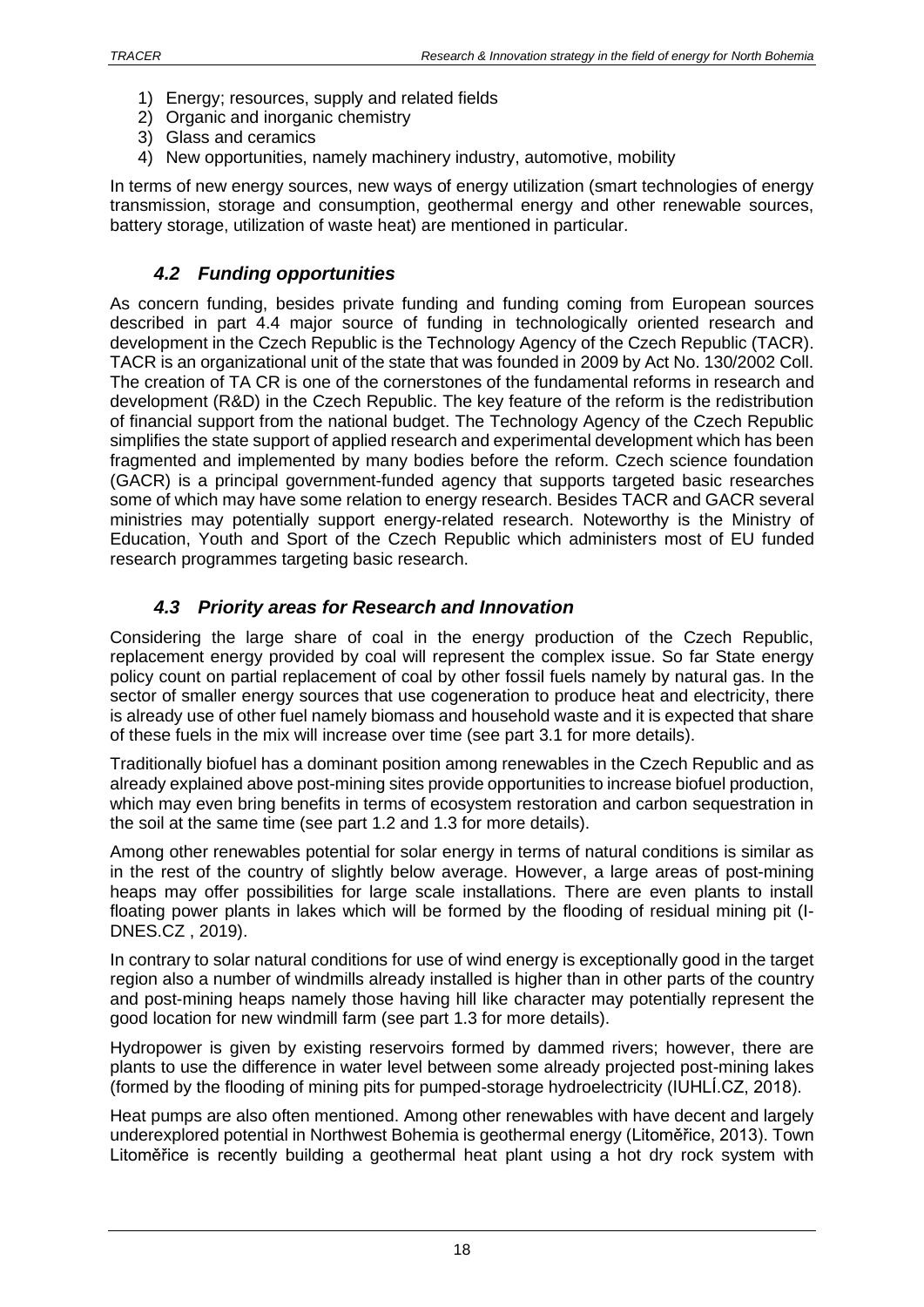1) Energy; resources, supply and related fields
2) Organic and inorganic chemistry
3) Glass and ceramics
4) New opportunities, namely machinery industry, automotive, mobility

In terms of new energy sources, new ways of energy utilization (smart technologies of energy transmission, storage and consumption, geothermal energy and other renewable sources, battery storage, utilization of waste heat) are mentioned in particular.

### *4.2 Funding opportunities*

As concern funding, besides private funding and funding coming from European sources described in part 4.4 major source of funding in technologically oriented research and development in the Czech Republic is the Technology Agency of the Czech Republic (TACR). TACR is an organizational unit of the state that was founded in 2009 by Act No. 130/2002 Coll. The creation of TA CR is one of the cornerstones of the fundamental reforms in research and development (R&D) in the Czech Republic. The key feature of the reform is the redistribution of financial support from the national budget. The Technology Agency of the Czech Republic simplifies the state support of applied research and experimental development which has been fragmented and implemented by many bodies before the reform. Czech science foundation (GACR) is a principal government-funded agency that supports targeted basic researches some of which may have some relation to energy research. Besides TACR and GACR several ministries may potentially support energy-related research. Noteworthy is the Ministry of Education, Youth and Sport of the Czech Republic which administers most of EU funded research programmes targeting basic research.

### *4.3 Priority areas for Research and Innovation*

Considering the large share of coal in the energy production of the Czech Republic, replacement energy provided by coal will represent the complex issue. So far State energy policy count on partial replacement of coal by other fossil fuels namely by natural gas. In the sector of smaller energy sources that use cogeneration to produce heat and electricity, there is already use of other fuel namely biomass and household waste and it is expected that share of these fuels in the mix will increase over time (see part 3.1 for more details).

Traditionally biofuel has a dominant position among renewables in the Czech Republic and as already explained above post-mining sites provide opportunities to increase biofuel production, which may even bring benefits in terms of ecosystem restoration and carbon sequestration in the soil at the same time (see part 1.2 and 1.3 for more details).

Among other renewables potential for solar energy in terms of natural conditions is similar as in the rest of the country of slightly below average. However, a large areas of post-mining heaps may offer possibilities for large scale installations. There are even plants to install floating power plants in lakes which will be formed by the flooding of residual mining pit (I-DNES.CZ , 2019).

In contrary to solar natural conditions for use of wind energy is exceptionally good in the target region also a number of windmills already installed is higher than in other parts of the country and post-mining heaps namely those having hill like character may potentially represent the good location for new windmill farm (see part 1.3 for more details).

Hydropower is given by existing reservoirs formed by dammed rivers; however, there are plants to use the difference in water level between some already projected post-mining lakes (formed by the flooding of mining pits for pumped-storage hydroelectricity (IUHLÍ.CZ, 2018).

Heat pumps are also often mentioned. Among other renewables with have decent and largely underexplored potential in Northwest Bohemia is geothermal energy (Litoměřice, 2013). Town Litoměřice is recently building a geothermal heat plant using a hot dry rock system with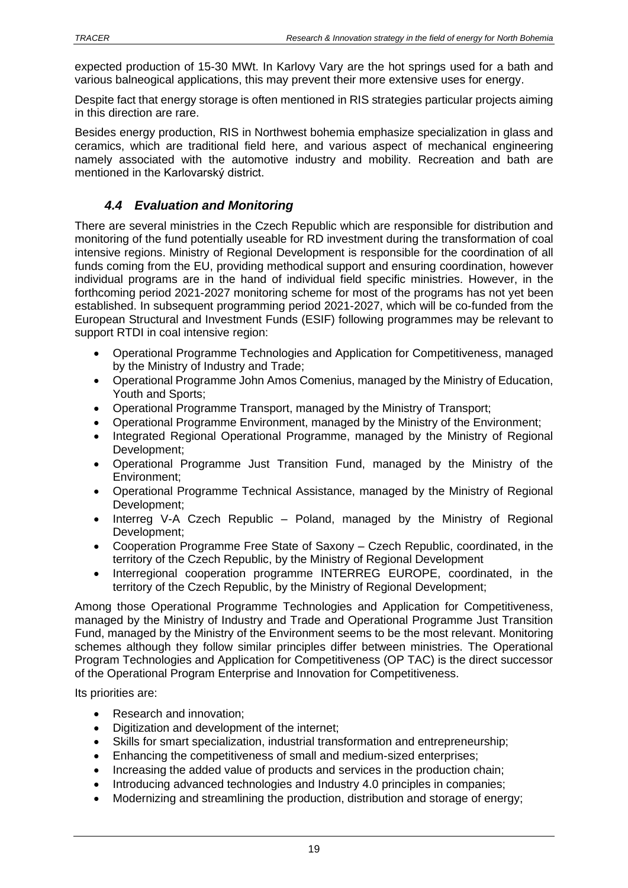expected production of 15-30 MWt. In Karlovy Vary are the hot springs used for a bath and various balneogical applications, this may prevent their more extensive uses for energy.

Despite fact that energy storage is often mentioned in RIS strategies particular projects aiming in this direction are rare.

Besides energy production, RIS in Northwest bohemia emphasize specialization in glass and ceramics, which are traditional field here, and various aspect of mechanical engineering namely associated with the automotive industry and mobility. Recreation and bath are mentioned in the Karlovarský district.

### *4.4 Evaluation and Monitoring*

There are several ministries in the Czech Republic which are responsible for distribution and monitoring of the fund potentially useable for RD investment during the transformation of coal intensive regions. Ministry of Regional Development is responsible for the coordination of all funds coming from the EU, providing methodical support and ensuring coordination, however individual programs are in the hand of individual field specific ministries. However, in the forthcoming period 2021-2027 monitoring scheme for most of the programs has not yet been established. In subsequent programming period 2021-2027, which will be co-funded from the European Structural and Investment Funds (ESIF) following programmes may be relevant to support RTDI in coal intensive region:

- Operational Programme Technologies and Application for Competitiveness, managed by the Ministry of Industry and Trade;
- Operational Programme John Amos Comenius, managed by the Ministry of Education, Youth and Sports;
- Operational Programme Transport, managed by the Ministry of Transport;
- Operational Programme Environment, managed by the Ministry of the Environment;
- Integrated Regional Operational Programme, managed by the Ministry of Regional Development;
- Operational Programme Just Transition Fund, managed by the Ministry of the Environment;
- Operational Programme Technical Assistance, managed by the Ministry of Regional Development;
- Interreg V-A Czech Republic – Poland, managed by the Ministry of Regional Development;
- Cooperation Programme Free State of Saxony – Czech Republic, coordinated, in the territory of the Czech Republic, by the Ministry of Regional Development
- Interregional cooperation programme INTERREG EUROPE, coordinated, in the territory of the Czech Republic, by the Ministry of Regional Development;

Among those Operational Programme Technologies and Application for Competitiveness, managed by the Ministry of Industry and Trade and Operational Programme Just Transition Fund, managed by the Ministry of the Environment seems to be the most relevant. Monitoring schemes although they follow similar principles differ between ministries. The Operational Program Technologies and Application for Competitiveness (OP TAC) is the direct successor of the Operational Program Enterprise and Innovation for Competitiveness.

Its priorities are:

- Research and innovation;
- Digitization and development of the internet;
- Skills for smart specialization, industrial transformation and entrepreneurship;
- Enhancing the competitiveness of small and medium-sized enterprises;
- Increasing the added value of products and services in the production chain;
- Introducing advanced technologies and Industry 4.0 principles in companies;
- Modernizing and streamlining the production, distribution and storage of energy;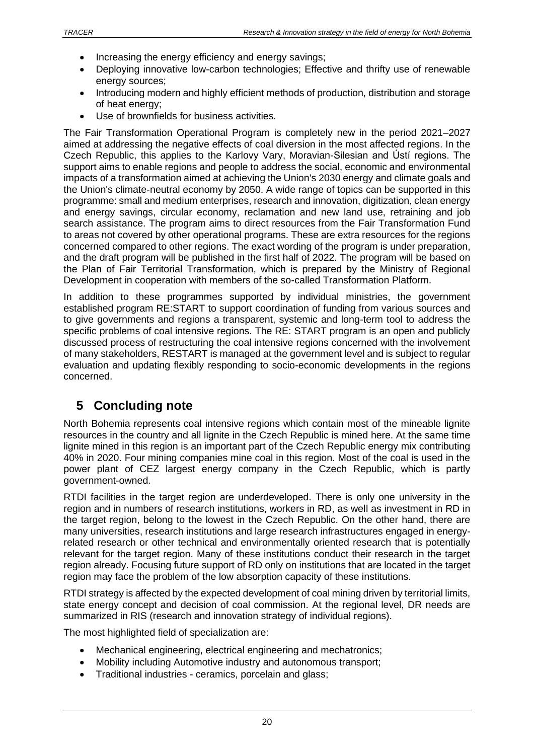- Increasing the energy efficiency and energy savings;
- Deploying innovative low-carbon technologies; Effective and thrifty use of renewable energy sources;
- Introducing modern and highly efficient methods of production, distribution and storage of heat energy;
- Use of brownfields for business activities.

The Fair Transformation Operational Program is completely new in the period 2021–2027 aimed at addressing the negative effects of coal diversion in the most affected regions. In the Czech Republic, this applies to the Karlovy Vary, Moravian-Silesian and Ústí regions. The support aims to enable regions and people to address the social, economic and environmental impacts of a transformation aimed at achieving the Union's 2030 energy and climate goals and the Union's climate-neutral economy by 2050. A wide range of topics can be supported in this programme: small and medium enterprises, research and innovation, digitization, clean energy and energy savings, circular economy, reclamation and new land use, retraining and job search assistance. The program aims to direct resources from the Fair Transformation Fund to areas not covered by other operational programs. These are extra resources for the regions concerned compared to other regions. The exact wording of the program is under preparation, and the draft program will be published in the first half of 2022. The program will be based on the Plan of Fair Territorial Transformation, which is prepared by the Ministry of Regional Development in cooperation with members of the so-called Transformation Platform.

In addition to these programmes supported by individual ministries, the government established program RE:START to support coordination of funding from various sources and to give governments and regions a transparent, systemic and long-term tool to address the specific problems of coal intensive regions. The RE: START program is an open and publicly discussed process of restructuring the coal intensive regions concerned with the involvement of many stakeholders, RESTART is managed at the government level and is subject to regular evaluation and updating flexibly responding to socio-economic developments in the regions concerned.

# 5 Concluding note

North Bohemia represents coal intensive regions which contain most of the mineable lignite resources in the country and all lignite in the Czech Republic is mined here. At the same time lignite mined in this region is an important part of the Czech Republic energy mix contributing 40% in 2020. Four mining companies mine coal in this region. Most of the coal is used in the power plant of CEZ largest energy company in the Czech Republic, which is partly government-owned.

RTDI facilities in the target region are underdeveloped. There is only one university in the region and in numbers of research institutions, workers in RD, as well as investment in RD in the target region, belong to the lowest in the Czech Republic. On the other hand, there are many universities, research institutions and large research infrastructures engaged in energy-related research or other technical and environmentally oriented research that is potentially relevant for the target region. Many of these institutions conduct their research in the target region already. Focusing future support of RD only on institutions that are located in the target region may face the problem of the low absorption capacity of these institutions.

RTDI strategy is affected by the expected development of coal mining driven by territorial limits, state energy concept and decision of coal commission. At the regional level, DR needs are summarized in RIS (research and innovation strategy of individual regions).

The most highlighted field of specialization are:

- Mechanical engineering, electrical engineering and mechatronics;
- Mobility including Automotive industry and autonomous transport;
- Traditional industries - ceramics, porcelain and glass;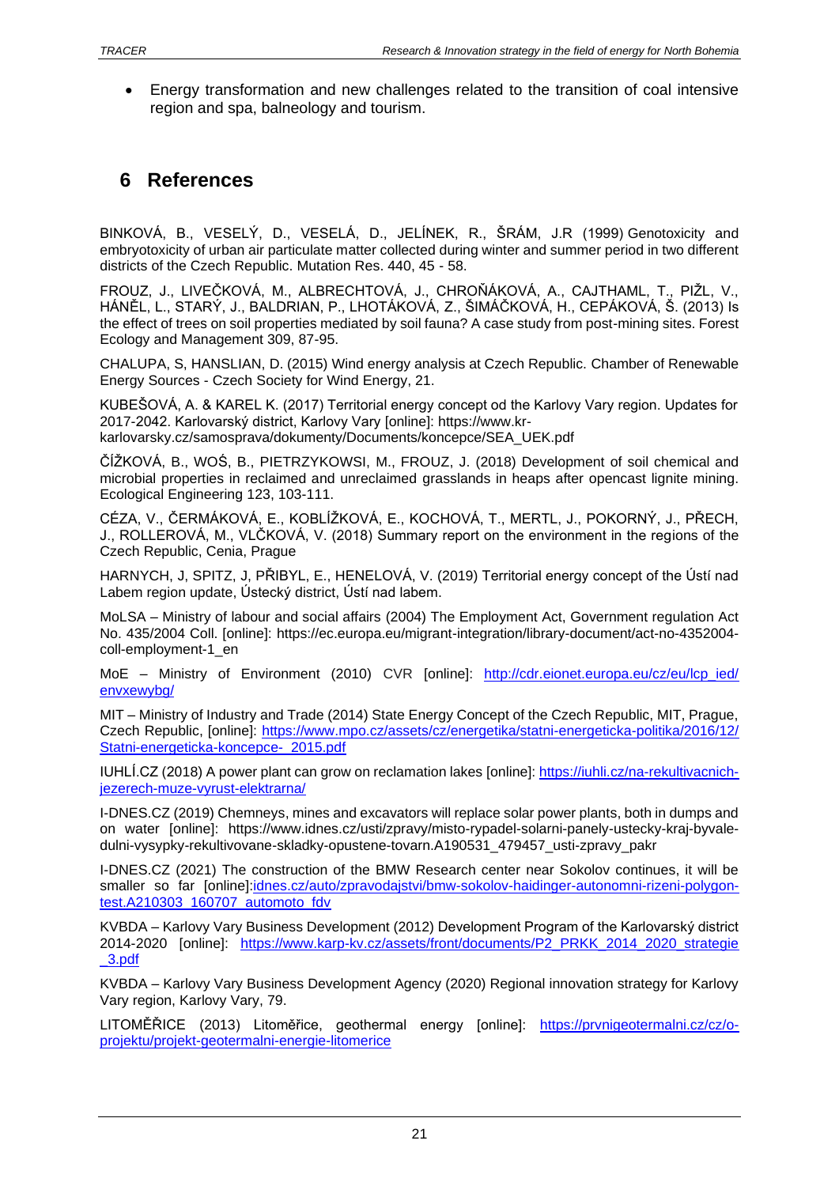- Energy transformation and new challenges related to the transition of coal intensive region and spa, balneology and tourism.

# 6 References

BINKOVÁ, B., VESELÝ, D., VESELÁ, D., JELÍNEK, R., ŠRÁM, J.R (1999) Genotoxicity and embryotoxicity of urban air particulate matter collected during winter and summer period in two different districts of the Czech Republic. Mutation Res. 440, 45 - 58.

FROUZ, J., LIVEČKOVÁ, M., ALBRECHTOVÁ, J., CHROŇÁKOVÁ, A., CAJTHAML, T., PIŽL, V., HÁNĚL, L., STARÝ, J., BALDRIAN, P., LHOTÁKOVÁ, Z., ŠIMÁČKOVÁ, H., CEPÁKOVÁ, Š. (2013) Is the effect of trees on soil properties mediated by soil fauna? A case study from post-mining sites. Forest Ecology and Management 309, 87-95.

CHALUPA, S, HANSLIAN, D. (2015) Wind energy analysis at Czech Republic. Chamber of Renewable Energy Sources - Czech Society for Wind Energy, 21.

KUBEŠOVÁ, A. & KAREL K. (2017) Territorial energy concept od the Karlovy Vary region. Updates for 2017-2042. Karlovarský district, Karlovy Vary [online]: https://www.kr-karlovarsky.cz/samosprava/dokumenty/Documents/koncepce/SEA_UEK.pdf

ČÍŽKOVÁ, B., WOŚ, B., PIETRZYKOWSI, M., FROUZ, J. (2018) Development of soil chemical and microbial properties in reclaimed and unreclaimed grasslands in heaps after opencast lignite mining. Ecological Engineering 123, 103-111.

CÉZA, V., ČERMÁKOVÁ, E., KOBLÍŽKOVÁ, E., KOCHOVÁ, T., MERTL, J., POKORNÝ, J., PŘECH, J., ROLLEROVÁ, M., VLČKOVÁ, V. (2018) Summary report on the environment in the regions of the Czech Republic, Cenia, Prague

HARNYCH, J, SPITZ, J, PŘIBYL, E., HENELOVÁ, V. (2019) Territorial energy concept of the Ústí nad Labem region update, Ústecký district, Ústí nad labem.

MoLSA – Ministry of labour and social affairs (2004) The Employment Act, Government regulation Act No. 435/2004 Coll. [online]: https://ec.europa.eu/migrant-integration/library-document/act-no-4352004-coll-employment-1_en

MoE – Ministry of Environment (2010) CVR [online]: http://cdr.eionet.europa.eu/cz/eu/lcp_ied/envxewybg/

MIT – Ministry of Industry and Trade (2014) State Energy Concept of the Czech Republic, MIT, Prague, Czech Republic, [online]: https://www.mpo.cz/assets/cz/energetika/statni-energeticka-politika/2016/12/Statni-energeticka-koncepce-_2015.pdf

IUHLÍ.CZ (2018) A power plant can grow on reclamation lakes [online]: https://iuhli.cz/na-rekultivacnich-jezerech-muze-vyrust-elektrarna/

I-DNES.CZ (2019) Chemneys, mines and excavators will replace solar power plants, both in dumps and on water [online]: https://www.idnes.cz/usti/zpravy/misto-rypadel-solarni-panely-ustecky-kraj-byvale-dulni-vysypky-rekultivovane-skladky-opustene-tovarn.A190531_479457_usti-zpravy_pakr

I-DNES.CZ (2021) The construction of the BMW Research center near Sokolov continues, it will be smaller so far [online]:idnes.cz/auto/zpravodajstvi/bmw-sokolov-haidinger-autonomni-rizeni-polygon-test.A210303_160707_automoto_fdv

KVBDA – Karlovy Vary Business Development (2012) Development Program of the Karlovarský district 2014-2020 [online]: https://www.karp-kv.cz/assets/front/documents/P2_PRKK_2014_2020_strategie_3.pdf

KVBDA – Karlovy Vary Business Development Agency (2020) Regional innovation strategy for Karlovy Vary region, Karlovy Vary, 79.

LITOMĚŘICE (2013) Litoměřice, geothermal energy [online]: https://prvnigeotermalni.cz/cz/o-projektu/projekt-geotermalni-energie-litomerice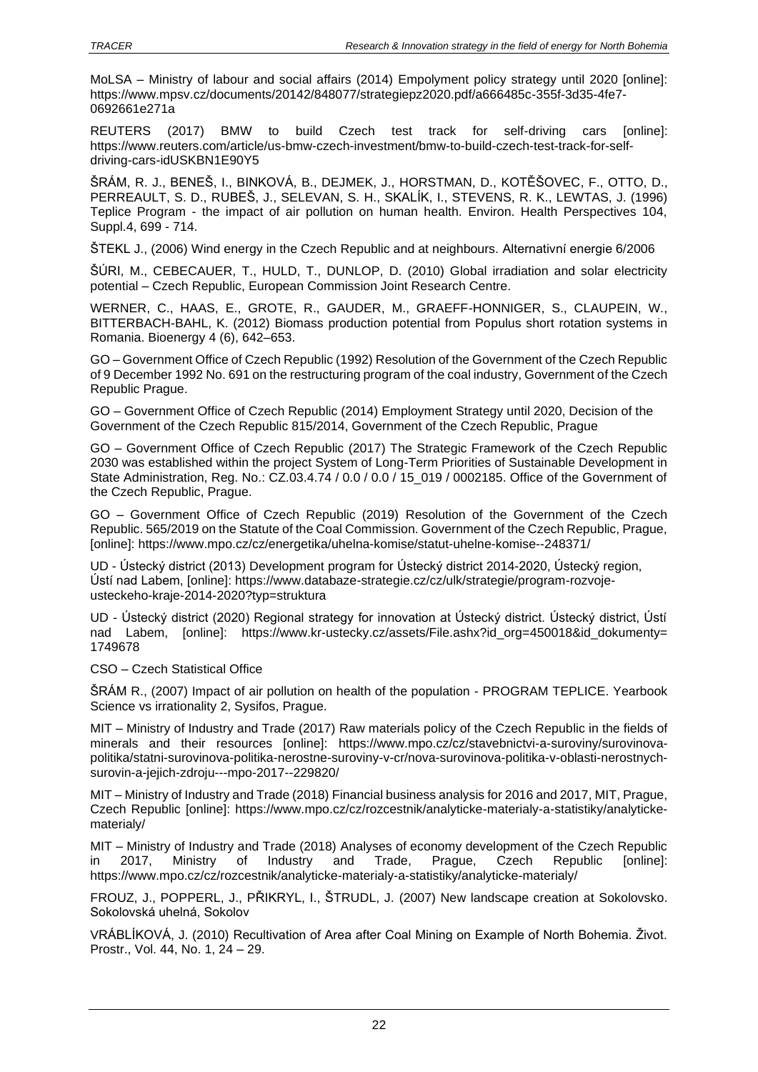MoLSA – Ministry of labour and social affairs (2014) Empolyment policy strategy until 2020 [online]: https://www.mpsv.cz/documents/20142/848077/strategiepz2020.pdf/a666485c-355f-3d35-4fe7-0692661e271a

REUTERS (2017) BMW to build Czech test track for self-driving cars [online]: https://www.reuters.com/article/us-bmw-czech-investment/bmw-to-build-czech-test-track-for-self-driving-cars-idUSKBN1E90Y5

ŠRÁM, R. J., BENEŠ, I., BINKOVÁ, B., DEJMEK, J., HORSTMAN, D., KOTĚŠOVEC, F., OTTO, D., PERREAULT, S. D., RUBEŠ, J., SELEVAN, S. H., SKALÍK, I., STEVENS, R. K., LEWTAS, J. (1996) Teplice Program - the impact of air pollution on human health. Environ. Health Perspectives 104, Suppl.4, 699 - 714.

ŠTEKL J., (2006) Wind energy in the Czech Republic and at neighbours. Alternativní energie 6/2006

ŠÚRI, M., CEBECAUER, T., HULD, T., DUNLOP, D. (2010) Global irradiation and solar electricity potential – Czech Republic, European Commission Joint Research Centre.

WERNER, C., HAAS, E., GROTE, R., GAUDER, M., GRAEFF-HONNIGER, S., CLAUPEIN, W., BITTERBACH-BAHL, K. (2012) Biomass production potential from Populus short rotation systems in Romania. Bioenergy 4 (6), 642–653.

GO – Government Office of Czech Republic (1992) Resolution of the Government of the Czech Republic of 9 December 1992 No. 691 on the restructuring program of the coal industry, Government of the Czech Republic Prague.

GO – Government Office of Czech Republic (2014) Employment Strategy until 2020, Decision of the Government of the Czech Republic 815/2014, Government of the Czech Republic, Prague

GO – Government Office of Czech Republic (2017) The Strategic Framework of the Czech Republic 2030 was established within the project System of Long-Term Priorities of Sustainable Development in State Administration, Reg. No.: CZ.03.4.74 / 0.0 / 0.0 / 15_019 / 0002185. Office of the Government of the Czech Republic, Prague.

GO – Government Office of Czech Republic (2019) Resolution of the Government of the Czech Republic. 565/2019 on the Statute of the Coal Commission. Government of the Czech Republic, Prague, [online]: https://www.mpo.cz/cz/energetika/uhelna-komise/statut-uhelne-komise--248371/

UD - Ústecký district (2013) Development program for Ústecký district 2014-2020, Ústecký region, Ústí nad Labem, [online]: https://www.databaze-strategie.cz/cz/ulk/strategie/program-rozvoje-usteckeho-kraje-2014-2020?typ=struktura

UD - Ústecký district (2020) Regional strategy for innovation at Ústecký district. Ústecký district, Ústí nad Labem, [online]: https://www.kr-ustecky.cz/assets/File.ashx?id_org=450018&id_dokumenty=1749678

CSO – Czech Statistical Office

ŠRÁM R., (2007) Impact of air pollution on health of the population - PROGRAM TEPLICE. Yearbook Science vs irrationality 2, Sysifos, Prague.

MIT – Ministry of Industry and Trade (2017) Raw materials policy of the Czech Republic in the fields of minerals and their resources [online]: https://www.mpo.cz/cz/stavebnictvi-a-suroviny/surovinova-politika/statni-surovinova-politika-nerostne-suroviny-v-cr/nova-surovinova-politika-v-oblasti-nerostnych-surovin-a-jejich-zdroju---mpo-2017--229820/

MIT – Ministry of Industry and Trade (2018) Financial business analysis for 2016 and 2017, MIT, Prague, Czech Republic [online]: https://www.mpo.cz/cz/rozcestnik/analyticke-materialy-a-statistiky/analyticke-materialy/

MIT – Ministry of Industry and Trade (2018) Analyses of economy development of the Czech Republic in 2017, Ministry of Industry and Trade, Prague, Czech Republic [online]: https://www.mpo.cz/cz/rozcestnik/analyticke-materialy-a-statistiky/analyticke-materialy/

FROUZ, J., POPPERL, J., PŘIKRYL, I., ŠTRUDL, J. (2007) New landscape creation at Sokolovsko. Sokolovská uhelná, Sokolov

VRÁBLÍKOVÁ, J. (2010) Recultivation of Area after Coal Mining on Example of North Bohemia. Život. Prostr., Vol. 44, No. 1, 24 – 29.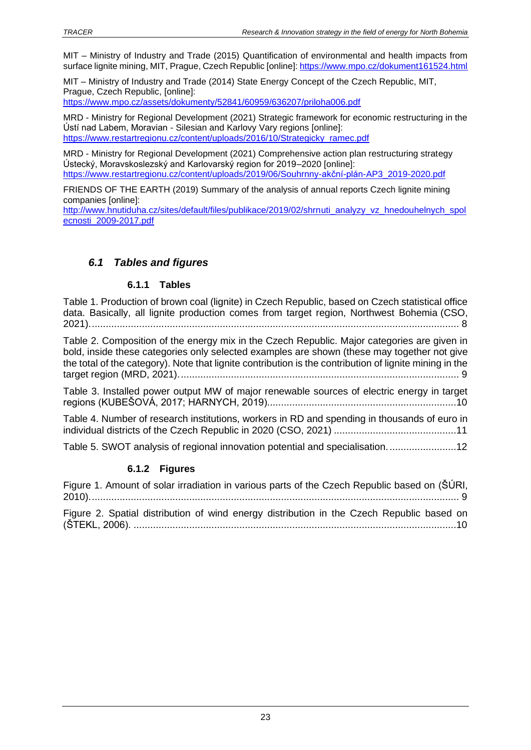MIT – Ministry of Industry and Trade (2015) Quantification of environmental and health impacts from surface lignite mining, MIT, Prague, Czech Republic [online]: https://www.mpo.cz/dokument161524.html

MIT – Ministry of Industry and Trade (2014) State Energy Concept of the Czech Republic, MIT, Prague, Czech Republic, [online]: https://www.mpo.cz/assets/dokumenty/52841/60959/636207/priloha006.pdf

MRD - Ministry for Regional Development (2021) Strategic framework for economic restructuring in the Ústí nad Labem, Moravian - Silesian and Karlovy Vary regions [online]: https://www.restartregionu.cz/content/uploads/2016/10/Strategicky_ramec.pdf

MRD - Ministry for Regional Development (2021) Comprehensive action plan restructuring strategy Ústecký, Moravskoslezský and Karlovarský region for 2019–2020 [online]: https://www.restartregionu.cz/content/uploads/2019/06/Souhrnny-akční-plán-AP3_2019-2020.pdf

FRIENDS OF THE EARTH (2019) Summary of the analysis of annual reports Czech lignite mining companies [online]: http://www.hnutiduha.cz/sites/default/files/publikace/2019/02/shrnuti_analyzy_vz_hnedouhelnych_spolecnosti_2009-2017.pdf

## *6.1 Tables and figures*

### 6.1.1 Tables

Table 1. Production of brown coal (lignite) in Czech Republic, based on Czech statistical office data. Basically, all lignite production comes from target region, Northwest Bohemia (CSO, 2021)........ 8

Table 2. Composition of the energy mix in the Czech Republic. Major categories are given in bold, inside these categories only selected examples are shown (these may together not give the total of the category). Note that lignite contribution is the contribution of lignite mining in the target region (MRD, 2021)........ 9

Table 3. Installed power output MW of major renewable sources of electric energy in target regions (KUBEŠOVÁ, 2017; HARNYCH, 2019)........10

Table 4. Number of research institutions, workers in RD and spending in thousands of euro in individual districts of the Czech Republic in 2020 (CSO, 2021) ........11

Table 5. SWOT analysis of regional innovation potential and specialisation. ........12

### 6.1.2 Figures

Figure 1. Amount of solar irradiation in various parts of the Czech Republic based on (ŠÚRI, 2010)........ 9

Figure 2. Spatial distribution of wind energy distribution in the Czech Republic based on (ŠTEKL, 2006). ........10